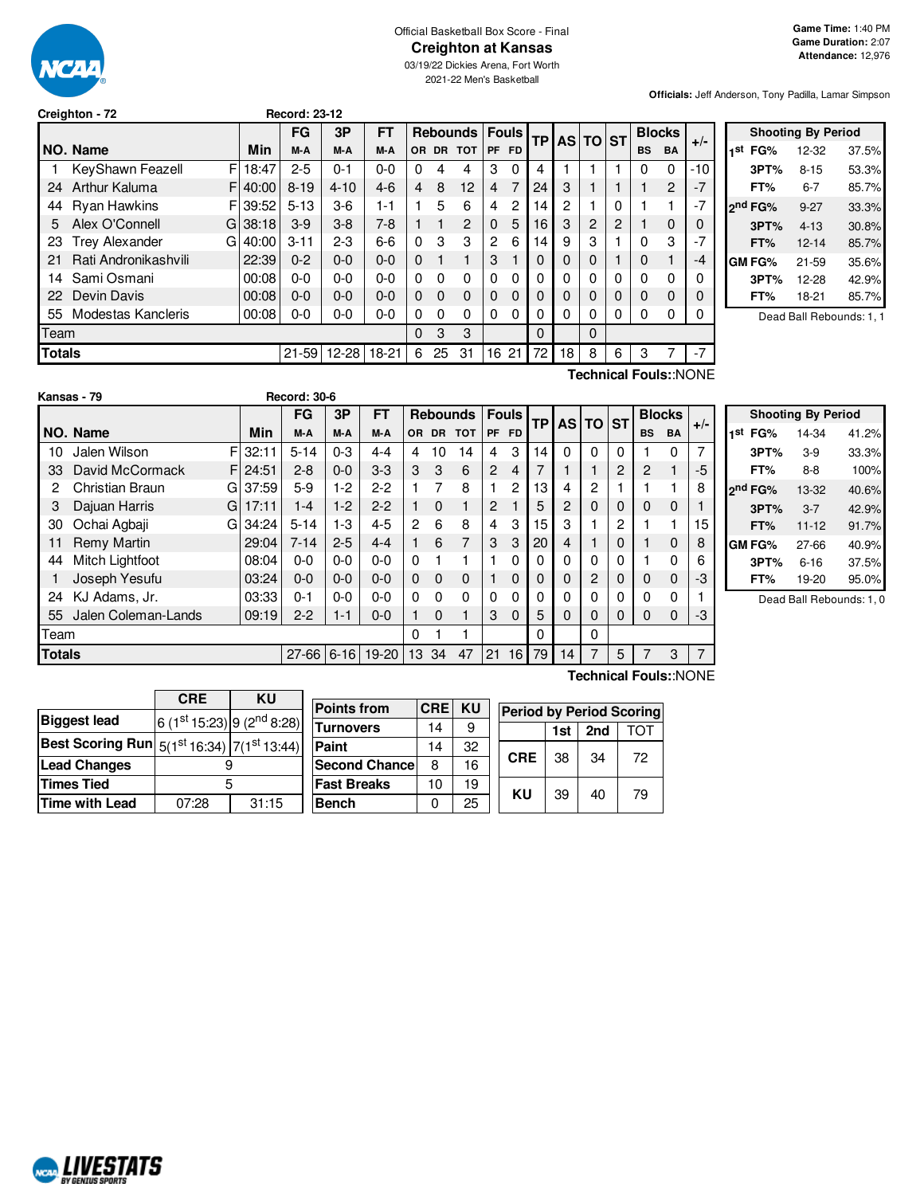Official Basketball Box Score - Final

# Creighton at Kansas

03/19/22 Dickies Arena, Fort Worth

2021-22 Men's Basketball

**Game Time:** 1:40 PM
**Game Duration:** 2:07
**Attendance:** 12,976

**Officials:** Jeff Anderson, Tony Padilla, Lamar Simpson

## Creighton - 72

Record: 23-12

| NO. | Name | | Min | FG M-A | 3P M-A | FT M-A | OR | DR | TOT | PF | FD | TP | AS | TO | ST | BS | BA | +/- |
|---|---|---|---|---|---|---|---|---|---|---|---|---|---|---|---|---|---|---|
| 1 | KeyShawn Feazell | F | 18:47 | 2-5 | 0-1 | 0-0 | 0 | 4 | 4 | 3 | 0 | 4 | 1 | 1 | 1 | 0 | 0 | -10 |
| 24 | Arthur Kaluma | F | 40:00 | 8-19 | 4-10 | 4-6 | 4 | 8 | 12 | 4 | 7 | 24 | 3 | 1 | 1 | 1 | 2 | -7 |
| 44 | Ryan Hawkins | F | 39:52 | 5-13 | 3-6 | 1-1 | 1 | 5 | 6 | 4 | 2 | 14 | 2 | 1 | 0 | 1 | 1 | -7 |
| 5 | Alex O'Connell | G | 38:18 | 3-9 | 3-8 | 7-8 | 1 | 1 | 2 | 0 | 5 | 16 | 3 | 2 | 2 | 1 | 0 | 0 |
| 23 | Trey Alexander | G | 40:00 | 3-11 | 2-3 | 6-6 | 0 | 3 | 3 | 2 | 6 | 14 | 9 | 3 | 1 | 0 | 3 | -7 |
| 21 | Rati Andronikashvili | | 22:39 | 0-2 | 0-0 | 0-0 | 0 | 1 | 1 | 3 | 1 | 0 | 0 | 0 | 1 | 0 | 1 | -4 |
| 14 | Sami Osmani | | 00:08 | 0-0 | 0-0 | 0-0 | 0 | 0 | 0 | 0 | 0 | 0 | 0 | 0 | 0 | 0 | 0 | 0 |
| 22 | Devin Davis | | 00:08 | 0-0 | 0-0 | 0-0 | 0 | 0 | 0 | 0 | 0 | 0 | 0 | 0 | 0 | 0 | 0 | 0 |
| 55 | Modestas Kancleris | | 00:08 | 0-0 | 0-0 | 0-0 | 0 | 0 | 0 | 0 | 0 | 0 | 0 | 0 | 0 | 0 | 0 | 0 |
| | Team | | | | | | 0 | 3 | 3 | | | 0 | | 0 | | | | |
| | **Totals** | | | 21-59 | 12-28 | 18-21 | 6 | 25 | 31 | 16 | 21 | 72 | 18 | 8 | 6 | 3 | 7 | -7 |

**Technical Fouls:**:NONE

| Shooting By Period | | |
|---|---|---|
| 1st FG% | 12-32 | 37.5% |
| 3PT% | 8-15 | 53.3% |
| FT% | 6-7 | 85.7% |
| 2nd FG% | 9-27 | 33.3% |
| 3PT% | 4-13 | 30.8% |
| FT% | 12-14 | 85.7% |
| GM FG% | 21-59 | 35.6% |
| 3PT% | 12-28 | 42.9% |
| FT% | 18-21 | 85.7% |

Dead Ball Rebounds: 1, 1

## Kansas - 79

Record: 30-6

| NO. | Name | | Min | FG M-A | 3P M-A | FT M-A | OR | DR | TOT | PF | FD | TP | AS | TO | ST | BS | BA | +/- |
|---|---|---|---|---|---|---|---|---|---|---|---|---|---|---|---|---|---|---|
| 10 | Jalen Wilson | F | 32:11 | 5-14 | 0-3 | 4-4 | 4 | 10 | 14 | 4 | 3 | 14 | 0 | 0 | 0 | 1 | 0 | 7 |
| 33 | David McCormack | F | 24:51 | 2-8 | 0-0 | 3-3 | 3 | 3 | 6 | 2 | 4 | 7 | 1 | 1 | 2 | 2 | 1 | -5 |
| 2 | Christian Braun | G | 37:59 | 5-9 | 1-2 | 2-2 | 1 | 7 | 8 | 1 | 2 | 13 | 4 | 2 | 1 | 1 | 1 | 8 |
| 3 | Dajuan Harris | G | 17:11 | 1-4 | 1-2 | 2-2 | 1 | 0 | 1 | 2 | 1 | 5 | 2 | 0 | 0 | 0 | 0 | 1 |
| 30 | Ochai Agbaji | G | 34:24 | 5-14 | 1-3 | 4-5 | 2 | 6 | 8 | 4 | 3 | 15 | 3 | 1 | 2 | 1 | 1 | 15 |
| 11 | Remy Martin | | 29:04 | 7-14 | 2-5 | 4-4 | 1 | 6 | 7 | 3 | 3 | 20 | 4 | 1 | 0 | 1 | 0 | 8 |
| 44 | Mitch Lightfoot | | 08:04 | 0-0 | 0-0 | 0-0 | 0 | 1 | 1 | 1 | 0 | 0 | 0 | 0 | 0 | 1 | 0 | 6 |
| 1 | Joseph Yesufu | | 03:24 | 0-0 | 0-0 | 0-0 | 0 | 0 | 0 | 1 | 0 | 0 | 0 | 2 | 0 | 0 | 0 | -3 |
| 24 | KJ Adams, Jr. | | 03:33 | 0-1 | 0-0 | 0-0 | 0 | 0 | 0 | 0 | 0 | 0 | 0 | 0 | 0 | 0 | 0 | 1 |
| 55 | Jalen Coleman-Lands | | 09:19 | 2-2 | 1-1 | 0-0 | 1 | 0 | 1 | 3 | 0 | 5 | 0 | 0 | 0 | 0 | 0 | -3 |
| | Team | | | | | | 0 | 1 | 1 | | | 0 | | 0 | | | | |
| | **Totals** | | | 27-66 | 6-16 | 19-20 | 13 | 34 | 47 | 21 | 16 | 79 | 14 | 7 | 5 | 7 | 3 | 7 |

**Technical Fouls:**:NONE

| Shooting By Period | | |
|---|---|---|
| 1st FG% | 14-34 | 41.2% |
| 3PT% | 3-9 | 33.3% |
| FT% | 8-8 | 100% |
| 2nd FG% | 13-32 | 40.6% |
| 3PT% | 3-7 | 42.9% |
| FT% | 11-12 | 91.7% |
| GM FG% | 27-66 | 40.9% |
| 3PT% | 6-16 | 37.5% |
| FT% | 19-20 | 95.0% |

Dead Ball Rebounds: 1, 0

| | CRE | KU |
|---|---|---|
| Biggest lead | 6 (1st 15:23) | 9 (2nd 8:28) |
| Best Scoring Run | 5(1st 16:34) | 7(1st 13:44) |
| Lead Changes | 9 | |
| Times Tied | 5 | |
| Time with Lead | 07:28 | 31:15 |

| Points from | CRE | KU |
|---|---|---|
| Turnovers | 14 | 9 |
| Paint | 14 | 32 |
| Second Chance | 8 | 16 |
| Fast Breaks | 10 | 19 |
| Bench | 0 | 25 |

| Period by Period Scoring | 1st | 2nd | TOT |
|---|---|---|---|
| CRE | 38 | 34 | 72 |
| KU | 39 | 40 | 79 |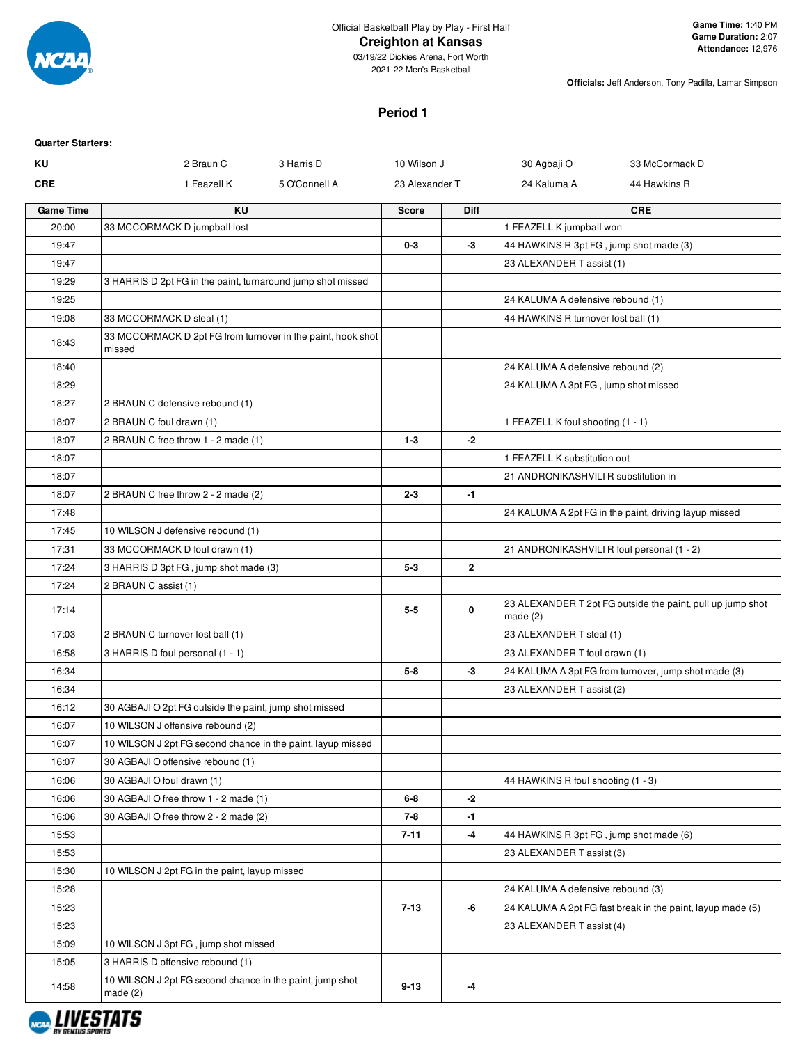Official Basketball Play by Play - First Half

# Creighton at Kansas

03/19/22 Dickies Arena, Fort Worth
2021-22 Men's Basketball

**Game Time:** 1:40 PM
**Game Duration:** 2:07
**Attendance:** 12,976

**Officials:** Jeff Anderson, Tony Padilla, Lamar Simpson

## Period 1

**Quarter Starters:**

| | | | | | |
|---|---|---|---|---|---|
| KU | 2 Braun C | 3 Harris D | 10 Wilson J | 30 Agbaji O | 33 McCormack D |
| CRE | 1 Feazell K | 5 O'Connell A | 23 Alexander T | 24 Kaluma A | 44 Hawkins R |

| Game Time | KU | Score | Diff | CRE |
|---|---|---|---|---|
| 20:00 | 33 MCCORMACK D jumpball lost | | | 1 FEAZELL K jumpball won |
| 19:47 | | 0-3 | -3 | 44 HAWKINS R 3pt FG , jump shot made (3) |
| 19:47 | | | | 23 ALEXANDER T assist (1) |
| 19:29 | 3 HARRIS D 2pt FG in the paint, turnaround jump shot missed | | | |
| 19:25 | | | | 24 KALUMA A defensive rebound (1) |
| 19:08 | 33 MCCORMACK D steal (1) | | | 44 HAWKINS R turnover lost ball (1) |
| 18:43 | 33 MCCORMACK D 2pt FG from turnover in the paint, hook shot missed | | | |
| 18:40 | | | | 24 KALUMA A defensive rebound (2) |
| 18:29 | | | | 24 KALUMA A 3pt FG , jump shot missed |
| 18:27 | 2 BRAUN C defensive rebound (1) | | | |
| 18:07 | 2 BRAUN C foul drawn (1) | | | 1 FEAZELL K foul shooting (1 - 1) |
| 18:07 | 2 BRAUN C free throw 1 - 2 made (1) | 1-3 | -2 | |
| 18:07 | | | | 1 FEAZELL K substitution out |
| 18:07 | | | | 21 ANDRONIKASHVILI R substitution in |
| 18:07 | 2 BRAUN C free throw 2 - 2 made (2) | 2-3 | -1 | |
| 17:48 | | | | 24 KALUMA A 2pt FG in the paint, driving layup missed |
| 17:45 | 10 WILSON J defensive rebound (1) | | | |
| 17:31 | 33 MCCORMACK D foul drawn (1) | | | 21 ANDRONIKASHVILI R foul personal (1 - 2) |
| 17:24 | 3 HARRIS D 3pt FG , jump shot made (3) | 5-3 | 2 | |
| 17:24 | 2 BRAUN C assist (1) | | | |
| 17:14 | | 5-5 | 0 | 23 ALEXANDER T 2pt FG outside the paint, pull up jump shot made (2) |
| 17:03 | 2 BRAUN C turnover lost ball (1) | | | 23 ALEXANDER T steal (1) |
| 16:58 | 3 HARRIS D foul personal (1 - 1) | | | 23 ALEXANDER T foul drawn (1) |
| 16:34 | | 5-8 | -3 | 24 KALUMA A 3pt FG from turnover, jump shot made (3) |
| 16:34 | | | | 23 ALEXANDER T assist (2) |
| 16:12 | 30 AGBAJI O 2pt FG outside the paint, jump shot missed | | | |
| 16:07 | 10 WILSON J offensive rebound (2) | | | |
| 16:07 | 10 WILSON J 2pt FG second chance in the paint, layup missed | | | |
| 16:07 | 30 AGBAJI O offensive rebound (1) | | | |
| 16:06 | 30 AGBAJI O foul drawn (1) | | | 44 HAWKINS R foul shooting (1 - 3) |
| 16:06 | 30 AGBAJI O free throw 1 - 2 made (1) | 6-8 | -2 | |
| 16:06 | 30 AGBAJI O free throw 2 - 2 made (2) | 7-8 | -1 | |
| 15:53 | | 7-11 | -4 | 44 HAWKINS R 3pt FG , jump shot made (6) |
| 15:53 | | | | 23 ALEXANDER T assist (3) |
| 15:30 | 10 WILSON J 2pt FG in the paint, layup missed | | | |
| 15:28 | | | | 24 KALUMA A defensive rebound (3) |
| 15:23 | | 7-13 | -6 | 24 KALUMA A 2pt FG fast break in the paint, layup made (5) |
| 15:23 | | | | 23 ALEXANDER T assist (4) |
| 15:09 | 10 WILSON J 3pt FG , jump shot missed | | | |
| 15:05 | 3 HARRIS D offensive rebound (1) | | | |
| 14:58 | 10 WILSON J 2pt FG second chance in the paint, jump shot made (2) | 9-13 | -4 | |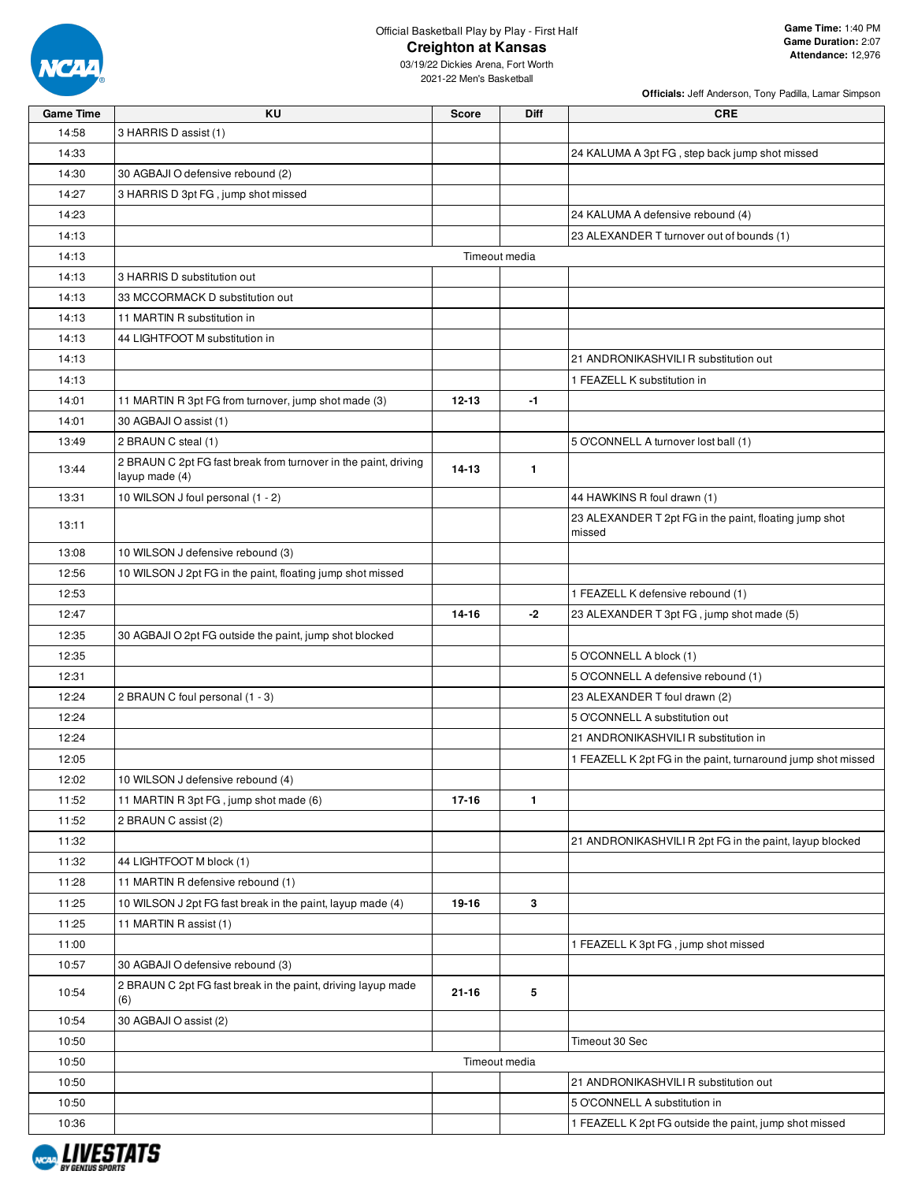Official Basketball Play by Play - First Half

# Creighton at Kansas

03/19/22 Dickies Arena, Fort Worth
2021-22 Men's Basketball

**Game Time:** 1:40 PM
**Game Duration:** 2:07
**Attendance:** 12,976

**Officials:** Jeff Anderson, Tony Padilla, Lamar Simpson

| Game Time | KU | Score | Diff | CRE |
|---|---|---|---|---|
| 14:58 | 3 HARRIS D assist (1) | | | |
| 14:33 | | | | 24 KALUMA A 3pt FG , step back jump shot missed |
| 14:30 | 30 AGBAJI O defensive rebound (2) | | | |
| 14:27 | 3 HARRIS D 3pt FG , jump shot missed | | | |
| 14:23 | | | | 24 KALUMA A defensive rebound (4) |
| 14:13 | | | | 23 ALEXANDER T turnover out of bounds (1) |
| 14:13 | Timeout media | | | |
| 14:13 | 3 HARRIS D substitution out | | | |
| 14:13 | 33 MCCORMACK D substitution out | | | |
| 14:13 | 11 MARTIN R substitution in | | | |
| 14:13 | 44 LIGHTFOOT M substitution in | | | |
| 14:13 | | | | 21 ANDRONIKASHVILI R substitution out |
| 14:13 | | | | 1 FEAZELL K substitution in |
| 14:01 | 11 MARTIN R 3pt FG from turnover, jump shot made (3) | 12-13 | -1 | |
| 14:01 | 30 AGBAJI O assist (1) | | | |
| 13:49 | 2 BRAUN C steal (1) | | | 5 O'CONNELL A turnover lost ball (1) |
| 13:44 | 2 BRAUN C 2pt FG fast break from turnover in the paint, driving layup made (4) | 14-13 | 1 | |
| 13:31 | 10 WILSON J foul personal (1 - 2) | | | 44 HAWKINS R foul drawn (1) |
| 13:11 | | | | 23 ALEXANDER T 2pt FG in the paint, floating jump shot missed |
| 13:08 | 10 WILSON J defensive rebound (3) | | | |
| 12:56 | 10 WILSON J 2pt FG in the paint, floating jump shot missed | | | |
| 12:53 | | | | 1 FEAZELL K defensive rebound (1) |
| 12:47 | | 14-16 | -2 | 23 ALEXANDER T 3pt FG , jump shot made (5) |
| 12:35 | 30 AGBAJI O 2pt FG outside the paint, jump shot blocked | | | |
| 12:35 | | | | 5 O'CONNELL A block (1) |
| 12:31 | | | | 5 O'CONNELL A defensive rebound (1) |
| 12:24 | 2 BRAUN C foul personal (1 - 3) | | | 23 ALEXANDER T foul drawn (2) |
| 12:24 | | | | 5 O'CONNELL A substitution out |
| 12:24 | | | | 21 ANDRONIKASHVILI R substitution in |
| 12:05 | | | | 1 FEAZELL K 2pt FG in the paint, turnaround jump shot missed |
| 12:02 | 10 WILSON J defensive rebound (4) | | | |
| 11:52 | 11 MARTIN R 3pt FG , jump shot made (6) | 17-16 | 1 | |
| 11:52 | 2 BRAUN C assist (2) | | | |
| 11:32 | | | | 21 ANDRONIKASHVILI R 2pt FG in the paint, layup blocked |
| 11:32 | 44 LIGHTFOOT M block (1) | | | |
| 11:28 | 11 MARTIN R defensive rebound (1) | | | |
| 11:25 | 10 WILSON J 2pt FG fast break in the paint, layup made (4) | 19-16 | 3 | |
| 11:25 | 11 MARTIN R assist (1) | | | |
| 11:00 | | | | 1 FEAZELL K 3pt FG , jump shot missed |
| 10:57 | 30 AGBAJI O defensive rebound (3) | | | |
| 10:54 | 2 BRAUN C 2pt FG fast break in the paint, driving layup made (6) | 21-16 | 5 | |
| 10:54 | 30 AGBAJI O assist (2) | | | |
| 10:50 | | | | Timeout 30 Sec |
| 10:50 | Timeout media | | | |
| 10:50 | | | | 21 ANDRONIKASHVILI R substitution out |
| 10:50 | | | | 5 O'CONNELL A substitution in |
| 10:36 | | | | 1 FEAZELL K 2pt FG outside the paint, jump shot missed |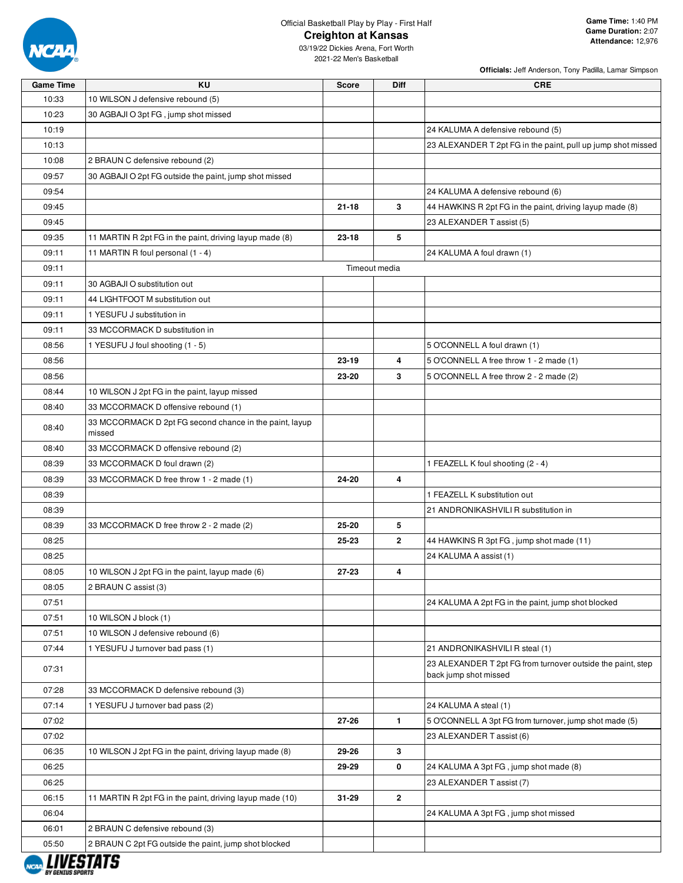Official Basketball Play by Play - First Half

# Creighton at Kansas

03/19/22 Dickies Arena, Fort Worth
2021-22 Men's Basketball

**Game Time:** 1:40 PM
**Game Duration:** 2:07
**Attendance:** 12,976

**Officials:** Jeff Anderson, Tony Padilla, Lamar Simpson

| Game Time | KU | Score | Diff | CRE |
|---|---|---|---|---|
| 10:33 | 10 WILSON J defensive rebound (5) | | | |
| 10:23 | 30 AGBAJI O 3pt FG , jump shot missed | | | |
| 10:19 | | | | 24 KALUMA A defensive rebound (5) |
| 10:13 | | | | 23 ALEXANDER T 2pt FG in the paint, pull up jump shot missed |
| 10:08 | 2 BRAUN C defensive rebound (2) | | | |
| 09:57 | 30 AGBAJI O 2pt FG outside the paint, jump shot missed | | | |
| 09:54 | | | | 24 KALUMA A defensive rebound (6) |
| 09:45 | | 21-18 | 3 | 44 HAWKINS R 2pt FG in the paint, driving layup made (8) |
| 09:45 | | | | 23 ALEXANDER T assist (5) |
| 09:35 | 11 MARTIN R 2pt FG in the paint, driving layup made (8) | 23-18 | 5 | |
| 09:11 | 11 MARTIN R foul personal (1 - 4) | | | 24 KALUMA A foul drawn (1) |
| 09:11 | Timeout media | | | |
| 09:11 | 30 AGBAJI O substitution out | | | |
| 09:11 | 44 LIGHTFOOT M substitution out | | | |
| 09:11 | 1 YESUFU J substitution in | | | |
| 09:11 | 33 MCCORMACK D substitution in | | | |
| 08:56 | 1 YESUFU J foul shooting (1 - 5) | | | 5 O'CONNELL A foul drawn (1) |
| 08:56 | | 23-19 | 4 | 5 O'CONNELL A free throw 1 - 2 made (1) |
| 08:56 | | 23-20 | 3 | 5 O'CONNELL A free throw 2 - 2 made (2) |
| 08:44 | 10 WILSON J 2pt FG in the paint, layup missed | | | |
| 08:40 | 33 MCCORMACK D offensive rebound (1) | | | |
| 08:40 | 33 MCCORMACK D 2pt FG second chance in the paint, layup missed | | | |
| 08:40 | 33 MCCORMACK D offensive rebound (2) | | | |
| 08:39 | 33 MCCORMACK D foul drawn (2) | | | 1 FEAZELL K foul shooting (2 - 4) |
| 08:39 | 33 MCCORMACK D free throw 1 - 2 made (1) | 24-20 | 4 | |
| 08:39 | | | | 1 FEAZELL K substitution out |
| 08:39 | | | | 21 ANDRONIKASHVILI R substitution in |
| 08:39 | 33 MCCORMACK D free throw 2 - 2 made (2) | 25-20 | 5 | |
| 08:25 | | 25-23 | 2 | 44 HAWKINS R 3pt FG , jump shot made (11) |
| 08:25 | | | | 24 KALUMA A assist (1) |
| 08:05 | 10 WILSON J 2pt FG in the paint, layup made (6) | 27-23 | 4 | |
| 08:05 | 2 BRAUN C assist (3) | | | |
| 07:51 | | | | 24 KALUMA A 2pt FG in the paint, jump shot blocked |
| 07:51 | 10 WILSON J block (1) | | | |
| 07:51 | 10 WILSON J defensive rebound (6) | | | |
| 07:44 | 1 YESUFU J turnover bad pass (1) | | | 21 ANDRONIKASHVILI R steal (1) |
| 07:31 | | | | 23 ALEXANDER T 2pt FG from turnover outside the paint, step back jump shot missed |
| 07:28 | 33 MCCORMACK D defensive rebound (3) | | | |
| 07:14 | 1 YESUFU J turnover bad pass (2) | | | 24 KALUMA A steal (1) |
| 07:02 | | 27-26 | 1 | 5 O'CONNELL A 3pt FG from turnover, jump shot made (5) |
| 07:02 | | | | 23 ALEXANDER T assist (6) |
| 06:35 | 10 WILSON J 2pt FG in the paint, driving layup made (8) | 29-26 | 3 | |
| 06:25 | | 29-29 | 0 | 24 KALUMA A 3pt FG , jump shot made (8) |
| 06:25 | | | | 23 ALEXANDER T assist (7) |
| 06:15 | 11 MARTIN R 2pt FG in the paint, driving layup made (10) | 31-29 | 2 | |
| 06:04 | | | | 24 KALUMA A 3pt FG , jump shot missed |
| 06:01 | 2 BRAUN C defensive rebound (3) | | | |
| 05:50 | 2 BRAUN C 2pt FG outside the paint, jump shot blocked | | | |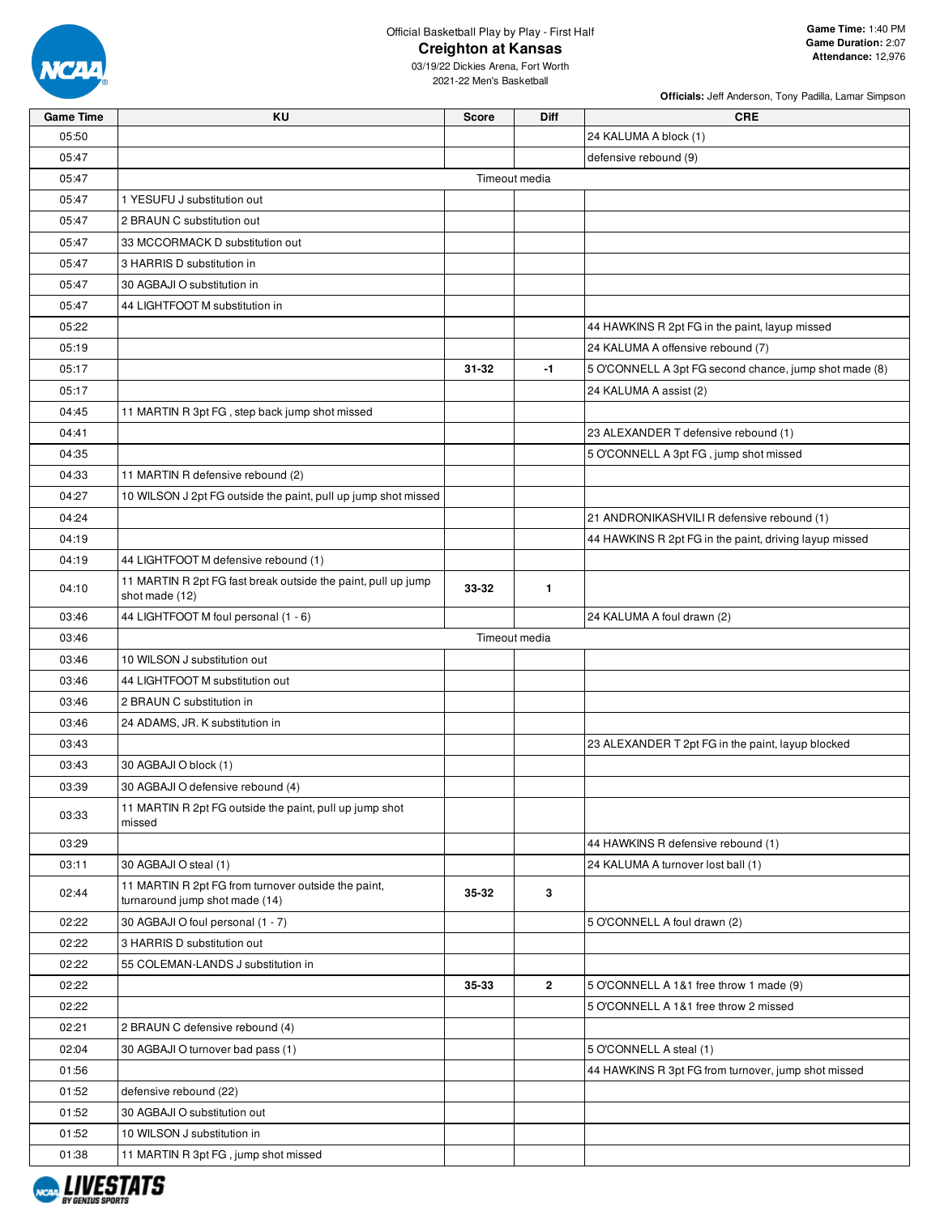Official Basketball Play by Play - First Half

# Creighton at Kansas

03/19/22 Dickies Arena, Fort Worth
2021-22 Men's Basketball

**Game Time:** 1:40 PM
**Game Duration:** 2:07
**Attendance:** 12,976

**Officials:** Jeff Anderson, Tony Padilla, Lamar Simpson

| Game Time | KU | Score | Diff | CRE |
|---|---|---|---|---|
| 05:50 | | | | 24 KALUMA A block (1) |
| 05:47 | | | | defensive rebound (9) |
| 05:47 | Timeout media | | | |
| 05:47 | 1 YESUFU J substitution out | | | |
| 05:47 | 2 BRAUN C substitution out | | | |
| 05:47 | 33 MCCORMACK D substitution out | | | |
| 05:47 | 3 HARRIS D substitution in | | | |
| 05:47 | 30 AGBAJI O substitution in | | | |
| 05:47 | 44 LIGHTFOOT M substitution in | | | |
| 05:22 | | | | 44 HAWKINS R 2pt FG in the paint, layup missed |
| 05:19 | | | | 24 KALUMA A offensive rebound (7) |
| 05:17 | | 31-32 | -1 | 5 O'CONNELL A 3pt FG second chance, jump shot made (8) |
| 05:17 | | | | 24 KALUMA A assist (2) |
| 04:45 | 11 MARTIN R 3pt FG , step back jump shot missed | | | |
| 04:41 | | | | 23 ALEXANDER T defensive rebound (1) |
| 04:35 | | | | 5 O'CONNELL A 3pt FG , jump shot missed |
| 04:33 | 11 MARTIN R defensive rebound (2) | | | |
| 04:27 | 10 WILSON J 2pt FG outside the paint, pull up jump shot missed | | | |
| 04:24 | | | | 21 ANDRONIKASHVILI R defensive rebound (1) |
| 04:19 | | | | 44 HAWKINS R 2pt FG in the paint, driving layup missed |
| 04:19 | 44 LIGHTFOOT M defensive rebound (1) | | | |
| 04:10 | 11 MARTIN R 2pt FG fast break outside the paint, pull up jump shot made (12) | 33-32 | 1 | |
| 03:46 | 44 LIGHTFOOT M foul personal (1 - 6) | | | 24 KALUMA A foul drawn (2) |
| 03:46 | Timeout media | | | |
| 03:46 | 10 WILSON J substitution out | | | |
| 03:46 | 44 LIGHTFOOT M substitution out | | | |
| 03:46 | 2 BRAUN C substitution in | | | |
| 03:46 | 24 ADAMS, JR. K substitution in | | | |
| 03:43 | | | | 23 ALEXANDER T 2pt FG in the paint, layup blocked |
| 03:43 | 30 AGBAJI O block (1) | | | |
| 03:39 | 30 AGBAJI O defensive rebound (4) | | | |
| 03:33 | 11 MARTIN R 2pt FG outside the paint, pull up jump shot missed | | | |
| 03:29 | | | | 44 HAWKINS R defensive rebound (1) |
| 03:11 | 30 AGBAJI O steal (1) | | | 24 KALUMA A turnover lost ball (1) |
| 02:44 | 11 MARTIN R 2pt FG from turnover outside the paint, turnaround jump shot made (14) | 35-32 | 3 | |
| 02:22 | 30 AGBAJI O foul personal (1 - 7) | | | 5 O'CONNELL A foul drawn (2) |
| 02:22 | 3 HARRIS D substitution out | | | |
| 02:22 | 55 COLEMAN-LANDS J substitution in | | | |
| 02:22 | | 35-33 | 2 | 5 O'CONNELL A 1&1 free throw 1 made (9) |
| 02:22 | | | | 5 O'CONNELL A 1&1 free throw 2 missed |
| 02:21 | 2 BRAUN C defensive rebound (4) | | | |
| 02:04 | 30 AGBAJI O turnover bad pass (1) | | | 5 O'CONNELL A steal (1) |
| 01:56 | | | | 44 HAWKINS R 3pt FG from turnover, jump shot missed |
| 01:52 | defensive rebound (22) | | | |
| 01:52 | 30 AGBAJI O substitution out | | | |
| 01:52 | 10 WILSON J substitution in | | | |
| 01:38 | 11 MARTIN R 3pt FG , jump shot missed | | | |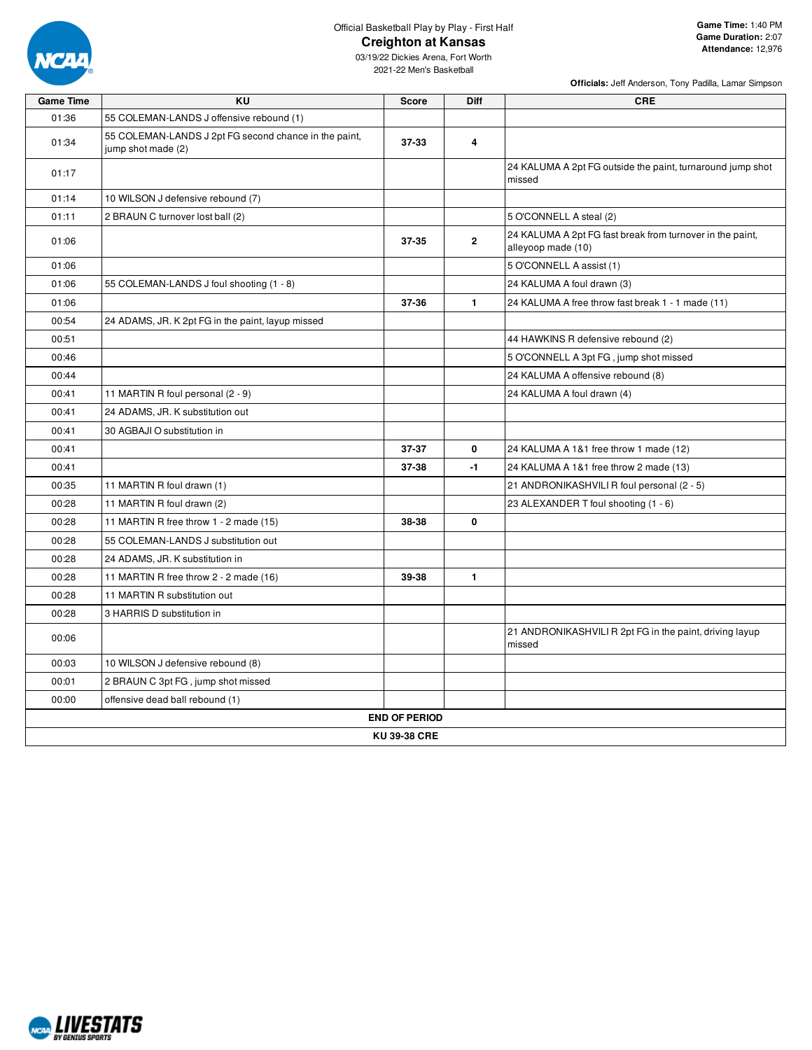Official Basketball Play by Play - First Half

## Creighton at Kansas

03/19/22 Dickies Arena, Fort Worth
2021-22 Men's Basketball

**Game Time:** 1:40 PM
**Game Duration:** 2:07
**Attendance:** 12,976

**Officials:** Jeff Anderson, Tony Padilla, Lamar Simpson

| Game Time | KU | Score | Diff | CRE |
|---|---|---|---|---|
| 01:36 | 55 COLEMAN-LANDS J offensive rebound (1) | | | |
| 01:34 | 55 COLEMAN-LANDS J 2pt FG second chance in the paint, jump shot made (2) | **37-33** | **4** | |
| 01:17 | | | | 24 KALUMA A 2pt FG outside the paint, turnaround jump shot missed |
| 01:14 | 10 WILSON J defensive rebound (7) | | | |
| 01:11 | 2 BRAUN C turnover lost ball (2) | | | 5 O'CONNELL A steal (2) |
| 01:06 | | **37-35** | **2** | 24 KALUMA A 2pt FG fast break from turnover in the paint, alleyoop made (10) |
| 01:06 | | | | 5 O'CONNELL A assist (1) |
| 01:06 | 55 COLEMAN-LANDS J foul shooting (1 - 8) | | | 24 KALUMA A foul drawn (3) |
| 01:06 | | **37-36** | **1** | 24 KALUMA A free throw fast break 1 - 1 made (11) |
| 00:54 | 24 ADAMS, JR. K 2pt FG in the paint, layup missed | | | |
| 00:51 | | | | 44 HAWKINS R defensive rebound (2) |
| 00:46 | | | | 5 O'CONNELL A 3pt FG , jump shot missed |
| 00:44 | | | | 24 KALUMA A offensive rebound (8) |
| 00:41 | 11 MARTIN R foul personal (2 - 9) | | | 24 KALUMA A foul drawn (4) |
| 00:41 | 24 ADAMS, JR. K substitution out | | | |
| 00:41 | 30 AGBAJI O substitution in | | | |
| 00:41 | | **37-37** | **0** | 24 KALUMA A 1&1 free throw 1 made (12) |
| 00:41 | | **37-38** | **-1** | 24 KALUMA A 1&1 free throw 2 made (13) |
| 00:35 | 11 MARTIN R foul drawn (1) | | | 21 ANDRONIKASHVILI R foul personal (2 - 5) |
| 00:28 | 11 MARTIN R foul drawn (2) | | | 23 ALEXANDER T foul shooting (1 - 6) |
| 00:28 | 11 MARTIN R free throw 1 - 2 made (15) | **38-38** | **0** | |
| 00:28 | 55 COLEMAN-LANDS J substitution out | | | |
| 00:28 | 24 ADAMS, JR. K substitution in | | | |
| 00:28 | 11 MARTIN R free throw 2 - 2 made (16) | **39-38** | **1** | |
| 00:28 | 11 MARTIN R substitution out | | | |
| 00:28 | 3 HARRIS D substitution in | | | |
| 00:06 | | | | 21 ANDRONIKASHVILI R 2pt FG in the paint, driving layup missed |
| 00:03 | 10 WILSON J defensive rebound (8) | | | |
| 00:01 | 2 BRAUN C 3pt FG , jump shot missed | | | |
| 00:00 | offensive dead ball rebound (1) | | | |
| **END OF PERIOD** | | | | |
| **KU 39-38 CRE** | | | | |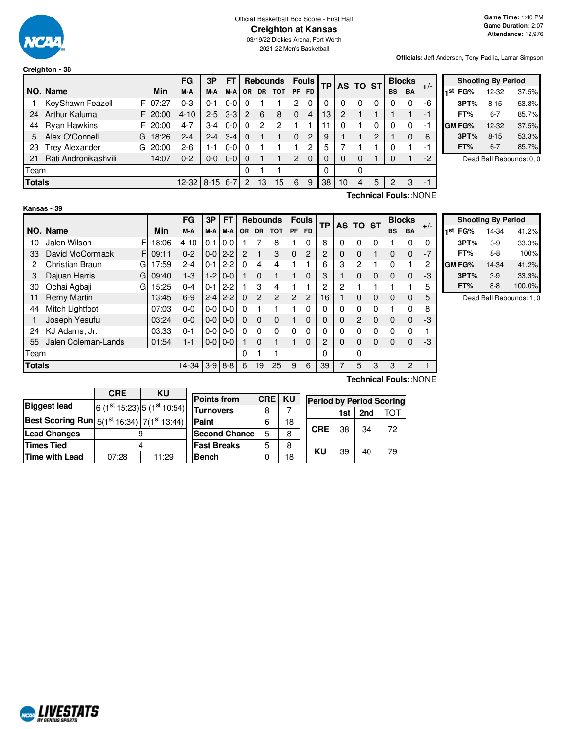Official Basketball Box Score - First Half

# Creighton at Kansas

03/19/22 Dickies Arena, Fort Worth

2021-22 Men's Basketball

**Game Time:** 1:40 PM
**Game Duration:** 2:07
**Attendance:** 12,976

**Officials:** Jeff Anderson, Tony Padilla, Lamar Simpson

## Creighton - 38

| NO. | Name | | Min | FG M-A | 3P M-A | FT M-A | OR | DR | TOT | PF | FD | TP | AS | TO | ST | BS | BA | +/- |
|---|---|---|---|---|---|---|---|---|---|---|---|---|---|---|---|---|---|---|
| 1 | KeyShawn Feazell | F | 07:27 | 0-3 | 0-1 | 0-0 | 0 | 1 | 1 | 2 | 0 | 0 | 0 | 0 | 0 | 0 | 0 | -6 |
| 24 | Arthur Kaluma | F | 20:00 | 4-10 | 2-5 | 3-3 | 2 | 6 | 8 | 0 | 4 | 13 | 2 | 1 | 1 | 1 | 1 | -1 |
| 44 | Ryan Hawkins | F | 20:00 | 4-7 | 3-4 | 0-0 | 0 | 2 | 2 | 1 | 1 | 11 | 0 | 1 | 0 | 0 | 0 | -1 |
| 5 | Alex O'Connell | G | 18:26 | 2-4 | 2-4 | 3-4 | 0 | 1 | 1 | 0 | 2 | 9 | 1 | 1 | 2 | 1 | 0 | 6 |
| 23 | Trey Alexander | G | 20:00 | 2-6 | 1-1 | 0-0 | 0 | 1 | 1 | 1 | 2 | 5 | 7 | 1 | 1 | 0 | 1 | -1 |
| 21 | Rati Andronikashvili | | 14:07 | 0-2 | 0-0 | 0-0 | 0 | 1 | 1 | 2 | 0 | 0 | 0 | 0 | 1 | 0 | 1 | -2 |
| | Team | | | | | | 0 | 1 | 1 | | | 0 | | 0 | | | | |
| | **Totals** | | | 12-32 | 8-15 | 6-7 | 2 | 13 | 15 | 6 | 9 | 38 | 10 | 4 | 5 | 2 | 3 | -1 |

**Technical Fouls:**:NONE

| Shooting By Period | | |
|---|---|---|
| 1st FG% | 12-32 | 37.5% |
| 3PT% | 8-15 | 53.3% |
| FT% | 6-7 | 85.7% |
| GM FG% | 12-32 | 37.5% |
| 3PT% | 8-15 | 53.3% |
| FT% | 6-7 | 85.7% |

Dead Ball Rebounds: 0, 0

## Kansas - 39

| NO. | Name | | Min | FG M-A | 3P M-A | FT M-A | OR | DR | TOT | PF | FD | TP | AS | TO | ST | BS | BA | +/- |
|---|---|---|---|---|---|---|---|---|---|---|---|---|---|---|---|---|---|---|
| 10 | Jalen Wilson | F | 18:06 | 4-10 | 0-1 | 0-0 | 1 | 7 | 8 | 1 | 0 | 8 | 0 | 0 | 0 | 1 | 0 | 0 |
| 33 | David McCormack | F | 09:11 | 0-2 | 0-0 | 2-2 | 2 | 1 | 3 | 0 | 2 | 2 | 0 | 0 | 1 | 0 | 0 | -7 |
| 2 | Christian Braun | G | 17:59 | 2-4 | 0-1 | 2-2 | 0 | 4 | 4 | 1 | 1 | 6 | 3 | 2 | 1 | 0 | 1 | 2 |
| 3 | Dajuan Harris | G | 09:40 | 1-3 | 1-2 | 0-0 | 1 | 0 | 1 | 1 | 0 | 3 | 1 | 0 | 0 | 0 | 0 | -3 |
| 30 | Ochai Agbaji | G | 15:25 | 0-4 | 0-1 | 2-2 | 1 | 3 | 4 | 1 | 1 | 2 | 2 | 1 | 1 | 1 | 1 | 5 |
| 11 | Remy Martin | | 13:45 | 6-9 | 2-4 | 2-2 | 0 | 2 | 2 | 2 | 2 | 16 | 1 | 0 | 0 | 0 | 0 | 5 |
| 44 | Mitch Lightfoot | | 07:03 | 0-0 | 0-0 | 0-0 | 0 | 1 | 1 | 1 | 0 | 0 | 0 | 0 | 0 | 1 | 0 | 8 |
| 1 | Joseph Yesufu | | 03:24 | 0-0 | 0-0 | 0-0 | 0 | 0 | 0 | 1 | 0 | 0 | 0 | 2 | 0 | 0 | 0 | -3 |
| 24 | KJ Adams, Jr. | | 03:33 | 0-1 | 0-0 | 0-0 | 0 | 0 | 0 | 0 | 0 | 0 | 0 | 0 | 0 | 0 | 0 | 1 |
| 55 | Jalen Coleman-Lands | | 01:54 | 1-1 | 0-0 | 0-0 | 1 | 0 | 1 | 1 | 0 | 2 | 0 | 0 | 0 | 0 | 0 | -3 |
| | Team | | | | | | 0 | 1 | 1 | | | 0 | | 0 | | | | |
| | **Totals** | | | 14-34 | 3-9 | 8-8 | 6 | 19 | 25 | 9 | 6 | 39 | 7 | 5 | 3 | 3 | 2 | 1 |

**Technical Fouls:**:NONE

| Shooting By Period | | |
|---|---|---|
| 1st FG% | 14-34 | 41.2% |
| 3PT% | 3-9 | 33.3% |
| FT% | 8-8 | 100% |
| GM FG% | 14-34 | 41.2% |
| 3PT% | 3-9 | 33.3% |
| FT% | 8-8 | 100.0% |

Dead Ball Rebounds: 1, 0

| | CRE | KU |
|---|---|---|
| **Biggest lead** | 6 (1st 15:23) | 5 (1st 10:54) |
| **Best Scoring Run** | 5(1st 16:34) | 7(1st 13:44) |
| **Lead Changes** | 9 | |
| **Times Tied** | 4 | |
| **Time with Lead** | 07:28 | 11:29 |

| Points from | CRE | KU |
|---|---|---|
| Turnovers | 8 | 7 |
| Paint | 6 | 18 |
| Second Chance | 5 | 8 |
| Fast Breaks | 5 | 8 |
| Bench | 0 | 18 |

| Period by Period Scoring | 1st | 2nd | TOT |
|---|---|---|---|
| CRE | 38 | 34 | 72 |
| KU | 39 | 40 | 79 |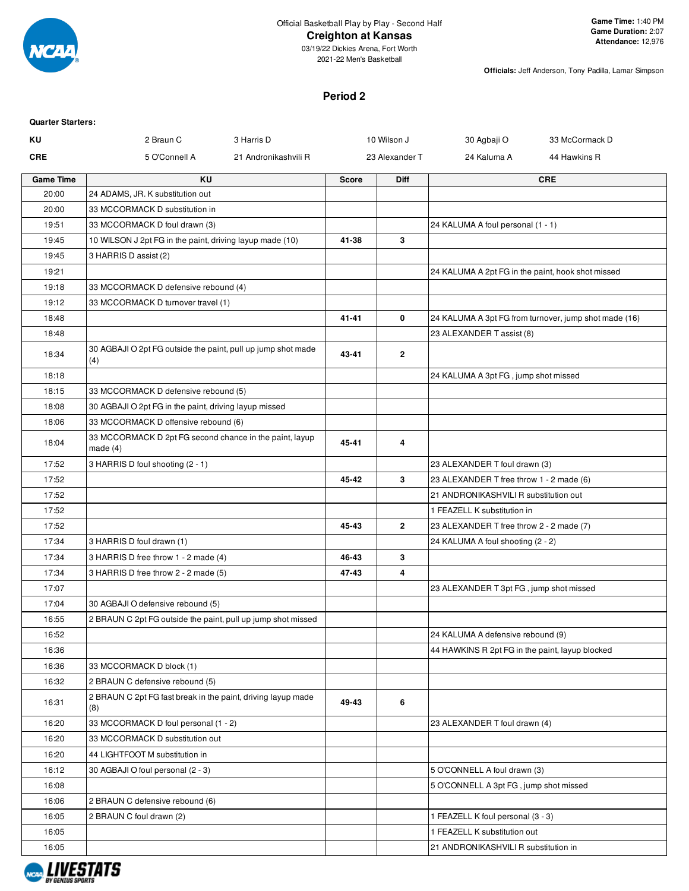Official Basketball Play by Play - Second Half

**Creighton at Kansas**

03/19/22 Dickies Arena, Fort Worth

2021-22 Men's Basketball

**Game Time:** 1:40 PM
**Game Duration:** 2:07
**Attendance:** 12,976

**Officials:** Jeff Anderson, Tony Padilla, Lamar Simpson

## Period 2

**Quarter Starters:**

| | | | | | |
|---|---|---|---|---|---|
| **KU** | 2 Braun C | 3 Harris D | 10 Wilson J | 30 Agbaji O | 33 McCormack D |
| **CRE** | 5 O'Connell A | 21 Andronikashvili R | 23 Alexander T | 24 Kaluma A | 44 Hawkins R |

| Game Time | KU | Score | Diff | CRE |
|---|---|---|---|---|
| 20:00 | 24 ADAMS, JR. K substitution out | | | |
| 20:00 | 33 MCCORMACK D substitution in | | | |
| 19:51 | 33 MCCORMACK D foul drawn (3) | | | 24 KALUMA A foul personal (1 - 1) |
| 19:45 | 10 WILSON J 2pt FG in the paint, driving layup made (10) | 41-38 | 3 | |
| 19:45 | 3 HARRIS D assist (2) | | | |
| 19:21 | | | | 24 KALUMA A 2pt FG in the paint, hook shot missed |
| 19:18 | 33 MCCORMACK D defensive rebound (4) | | | |
| 19:12 | 33 MCCORMACK D turnover travel (1) | | | |
| 18:48 | | 41-41 | 0 | 24 KALUMA A 3pt FG from turnover, jump shot made (16) |
| 18:48 | | | | 23 ALEXANDER T assist (8) |
| 18:34 | 30 AGBAJI O 2pt FG outside the paint, pull up jump shot made (4) | 43-41 | 2 | |
| 18:18 | | | | 24 KALUMA A 3pt FG , jump shot missed |
| 18:15 | 33 MCCORMACK D defensive rebound (5) | | | |
| 18:08 | 30 AGBAJI O 2pt FG in the paint, driving layup missed | | | |
| 18:06 | 33 MCCORMACK D offensive rebound (6) | | | |
| 18:04 | 33 MCCORMACK D 2pt FG second chance in the paint, layup made (4) | 45-41 | 4 | |
| 17:52 | 3 HARRIS D foul shooting (2 - 1) | | | 23 ALEXANDER T foul drawn (3) |
| 17:52 | | 45-42 | 3 | 23 ALEXANDER T free throw 1 - 2 made (6) |
| 17:52 | | | | 21 ANDRONIKASHVILI R substitution out |
| 17:52 | | | | 1 FEAZELL K substitution in |
| 17:52 | | 45-43 | 2 | 23 ALEXANDER T free throw 2 - 2 made (7) |
| 17:34 | 3 HARRIS D foul drawn (1) | | | 24 KALUMA A foul shooting (2 - 2) |
| 17:34 | 3 HARRIS D free throw 1 - 2 made (4) | 46-43 | 3 | |
| 17:34 | 3 HARRIS D free throw 2 - 2 made (5) | 47-43 | 4 | |
| 17:07 | | | | 23 ALEXANDER T 3pt FG , jump shot missed |
| 17:04 | 30 AGBAJI O defensive rebound (5) | | | |
| 16:55 | 2 BRAUN C 2pt FG outside the paint, pull up jump shot missed | | | |
| 16:52 | | | | 24 KALUMA A defensive rebound (9) |
| 16:36 | | | | 44 HAWKINS R 2pt FG in the paint, layup blocked |
| 16:36 | 33 MCCORMACK D block (1) | | | |
| 16:32 | 2 BRAUN C defensive rebound (5) | | | |
| 16:31 | 2 BRAUN C 2pt FG fast break in the paint, driving layup made (8) | 49-43 | 6 | |
| 16:20 | 33 MCCORMACK D foul personal (1 - 2) | | | 23 ALEXANDER T foul drawn (4) |
| 16:20 | 33 MCCORMACK D substitution out | | | |
| 16:20 | 44 LIGHTFOOT M substitution in | | | |
| 16:12 | 30 AGBAJI O foul personal (2 - 3) | | | 5 O'CONNELL A foul drawn (3) |
| 16:08 | | | | 5 O'CONNELL A 3pt FG , jump shot missed |
| 16:06 | 2 BRAUN C defensive rebound (6) | | | |
| 16:05 | 2 BRAUN C foul drawn (2) | | | 1 FEAZELL K foul personal (3 - 3) |
| 16:05 | | | | 1 FEAZELL K substitution out |
| 16:05 | | | | 21 ANDRONIKASHVILI R substitution in |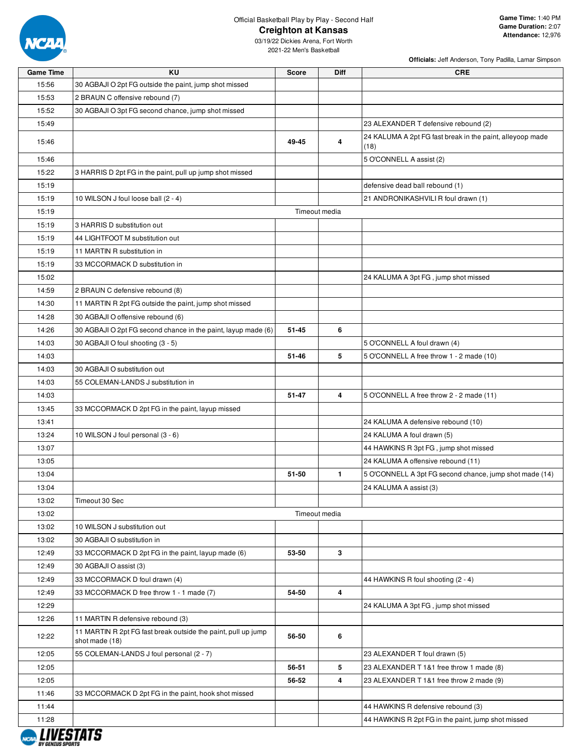Official Basketball Play by Play - Second Half

# Creighton at Kansas

03/19/22 Dickies Arena, Fort Worth
2021-22 Men's Basketball

**Game Time:** 1:40 PM
**Game Duration:** 2:07
**Attendance:** 12,976

**Officials:** Jeff Anderson, Tony Padilla, Lamar Simpson

| Game Time | KU | Score | Diff | CRE |
|---|---|---|---|---|
| 15:56 | 30 AGBAJI O 2pt FG outside the paint, jump shot missed | | | |
| 15:53 | 2 BRAUN C offensive rebound (7) | | | |
| 15:52 | 30 AGBAJI O 3pt FG second chance, jump shot missed | | | |
| 15:49 | | | | 23 ALEXANDER T defensive rebound (2) |
| 15:46 | | 49-45 | 4 | 24 KALUMA A 2pt FG fast break in the paint, alleyoop made (18) |
| 15:46 | | | | 5 O'CONNELL A assist (2) |
| 15:22 | 3 HARRIS D 2pt FG in the paint, pull up jump shot missed | | | |
| 15:19 | | | | defensive dead ball rebound (1) |
| 15:19 | 10 WILSON J foul loose ball (2 - 4) | | | 21 ANDRONIKASHVILI R foul drawn (1) |
| 15:19 | | Timeout media | | |
| 15:19 | 3 HARRIS D substitution out | | | |
| 15:19 | 44 LIGHTFOOT M substitution out | | | |
| 15:19 | 11 MARTIN R substitution in | | | |
| 15:19 | 33 MCCORMACK D substitution in | | | |
| 15:02 | | | | 24 KALUMA A 3pt FG , jump shot missed |
| 14:59 | 2 BRAUN C defensive rebound (8) | | | |
| 14:30 | 11 MARTIN R 2pt FG outside the paint, jump shot missed | | | |
| 14:28 | 30 AGBAJI O offensive rebound (6) | | | |
| 14:26 | 30 AGBAJI O 2pt FG second chance in the paint, layup made (6) | 51-45 | 6 | |
| 14:03 | 30 AGBAJI O foul shooting (3 - 5) | | | 5 O'CONNELL A foul drawn (4) |
| 14:03 | | 51-46 | 5 | 5 O'CONNELL A free throw 1 - 2 made (10) |
| 14:03 | 30 AGBAJI O substitution out | | | |
| 14:03 | 55 COLEMAN-LANDS J substitution in | | | |
| 14:03 | | 51-47 | 4 | 5 O'CONNELL A free throw 2 - 2 made (11) |
| 13:45 | 33 MCCORMACK D 2pt FG in the paint, layup missed | | | |
| 13:41 | | | | 24 KALUMA A defensive rebound (10) |
| 13:24 | 10 WILSON J foul personal (3 - 6) | | | 24 KALUMA A foul drawn (5) |
| 13:07 | | | | 44 HAWKINS R 3pt FG , jump shot missed |
| 13:05 | | | | 24 KALUMA A offensive rebound (11) |
| 13:04 | | 51-50 | 1 | 5 O'CONNELL A 3pt FG second chance, jump shot made (14) |
| 13:04 | | | | 24 KALUMA A assist (3) |
| 13:02 | Timeout 30 Sec | | | |
| 13:02 | | Timeout media | | |
| 13:02 | 10 WILSON J substitution out | | | |
| 13:02 | 30 AGBAJI O substitution in | | | |
| 12:49 | 33 MCCORMACK D 2pt FG in the paint, layup made (6) | 53-50 | 3 | |
| 12:49 | 30 AGBAJI O assist (3) | | | |
| 12:49 | 33 MCCORMACK D foul drawn (4) | | | 44 HAWKINS R foul shooting (2 - 4) |
| 12:49 | 33 MCCORMACK D free throw 1 - 1 made (7) | 54-50 | 4 | |
| 12:29 | | | | 24 KALUMA A 3pt FG , jump shot missed |
| 12:26 | 11 MARTIN R defensive rebound (3) | | | |
| 12:22 | 11 MARTIN R 2pt FG fast break outside the paint, pull up jump shot made (18) | 56-50 | 6 | |
| 12:05 | 55 COLEMAN-LANDS J foul personal (2 - 7) | | | 23 ALEXANDER T foul drawn (5) |
| 12:05 | | 56-51 | 5 | 23 ALEXANDER T 1&1 free throw 1 made (8) |
| 12:05 | | 56-52 | 4 | 23 ALEXANDER T 1&1 free throw 2 made (9) |
| 11:46 | 33 MCCORMACK D 2pt FG in the paint, hook shot missed | | | |
| 11:44 | | | | 44 HAWKINS R defensive rebound (3) |
| 11:28 | | | | 44 HAWKINS R 2pt FG in the paint, jump shot missed |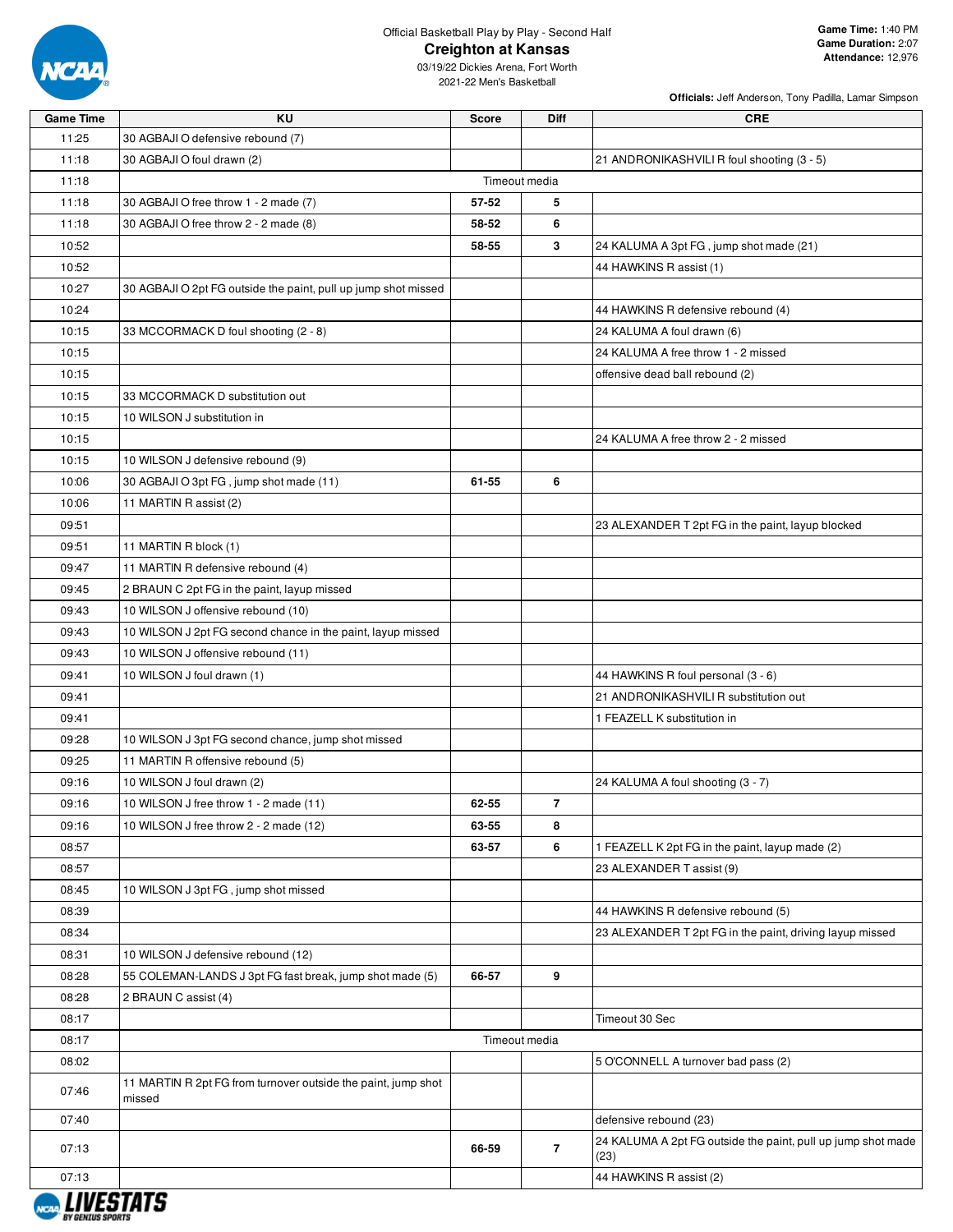Official Basketball Play by Play - Second Half

# Creighton at Kansas

03/19/22 Dickies Arena, Fort Worth

2021-22 Men's Basketball

**Game Time:** 1:40 PM
**Game Duration:** 2:07
**Attendance:** 12,976

**Officials:** Jeff Anderson, Tony Padilla, Lamar Simpson

| Game Time | KU | Score | Diff | CRE |
|---|---|---|---|---|
| 11:25 | 30 AGBAJI O defensive rebound (7) | | | |
| 11:18 | 30 AGBAJI O foul drawn (2) | | | 21 ANDRONIKASHVILI R foul shooting (3 - 5) |
| 11:18 | | Timeout media | | |
| 11:18 | 30 AGBAJI O free throw 1 - 2 made (7) | 57-52 | 5 | |
| 11:18 | 30 AGBAJI O free throw 2 - 2 made (8) | 58-52 | 6 | |
| 10:52 | | 58-55 | 3 | 24 KALUMA A 3pt FG , jump shot made (21) |
| 10:52 | | | | 44 HAWKINS R assist (1) |
| 10:27 | 30 AGBAJI O 2pt FG outside the paint, pull up jump shot missed | | | |
| 10:24 | | | | 44 HAWKINS R defensive rebound (4) |
| 10:15 | 33 MCCORMACK D foul shooting (2 - 8) | | | 24 KALUMA A foul drawn (6) |
| 10:15 | | | | 24 KALUMA A free throw 1 - 2 missed |
| 10:15 | | | | offensive dead ball rebound (2) |
| 10:15 | 33 MCCORMACK D substitution out | | | |
| 10:15 | 10 WILSON J substitution in | | | |
| 10:15 | | | | 24 KALUMA A free throw 2 - 2 missed |
| 10:15 | 10 WILSON J defensive rebound (9) | | | |
| 10:06 | 30 AGBAJI O 3pt FG , jump shot made (11) | 61-55 | 6 | |
| 10:06 | 11 MARTIN R assist (2) | | | |
| 09:51 | | | | 23 ALEXANDER T 2pt FG in the paint, layup blocked |
| 09:51 | 11 MARTIN R block (1) | | | |
| 09:47 | 11 MARTIN R defensive rebound (4) | | | |
| 09:45 | 2 BRAUN C 2pt FG in the paint, layup missed | | | |
| 09:43 | 10 WILSON J offensive rebound (10) | | | |
| 09:43 | 10 WILSON J 2pt FG second chance in the paint, layup missed | | | |
| 09:43 | 10 WILSON J offensive rebound (11) | | | |
| 09:41 | 10 WILSON J foul drawn (1) | | | 44 HAWKINS R foul personal (3 - 6) |
| 09:41 | | | | 21 ANDRONIKASHVILI R substitution out |
| 09:41 | | | | 1 FEAZELL K substitution in |
| 09:28 | 10 WILSON J 3pt FG second chance, jump shot missed | | | |
| 09:25 | 11 MARTIN R offensive rebound (5) | | | |
| 09:16 | 10 WILSON J foul drawn (2) | | | 24 KALUMA A foul shooting (3 - 7) |
| 09:16 | 10 WILSON J free throw 1 - 2 made (11) | 62-55 | 7 | |
| 09:16 | 10 WILSON J free throw 2 - 2 made (12) | 63-55 | 8 | |
| 08:57 | | 63-57 | 6 | 1 FEAZELL K 2pt FG in the paint, layup made (2) |
| 08:57 | | | | 23 ALEXANDER T assist (9) |
| 08:45 | 10 WILSON J 3pt FG , jump shot missed | | | |
| 08:39 | | | | 44 HAWKINS R defensive rebound (5) |
| 08:34 | | | | 23 ALEXANDER T 2pt FG in the paint, driving layup missed |
| 08:31 | 10 WILSON J defensive rebound (12) | | | |
| 08:28 | 55 COLEMAN-LANDS J 3pt FG fast break, jump shot made (5) | 66-57 | 9 | |
| 08:28 | 2 BRAUN C assist (4) | | | |
| 08:17 | | | | Timeout 30 Sec |
| 08:17 | | Timeout media | | |
| 08:02 | | | | 5 O'CONNELL A turnover bad pass (2) |
| 07:46 | 11 MARTIN R 2pt FG from turnover outside the paint, jump shot missed | | | |
| 07:40 | | | | defensive rebound (23) |
| 07:13 | | 66-59 | 7 | 24 KALUMA A 2pt FG outside the paint, pull up jump shot made (23) |
| 07:13 | | | | 44 HAWKINS R assist (2) |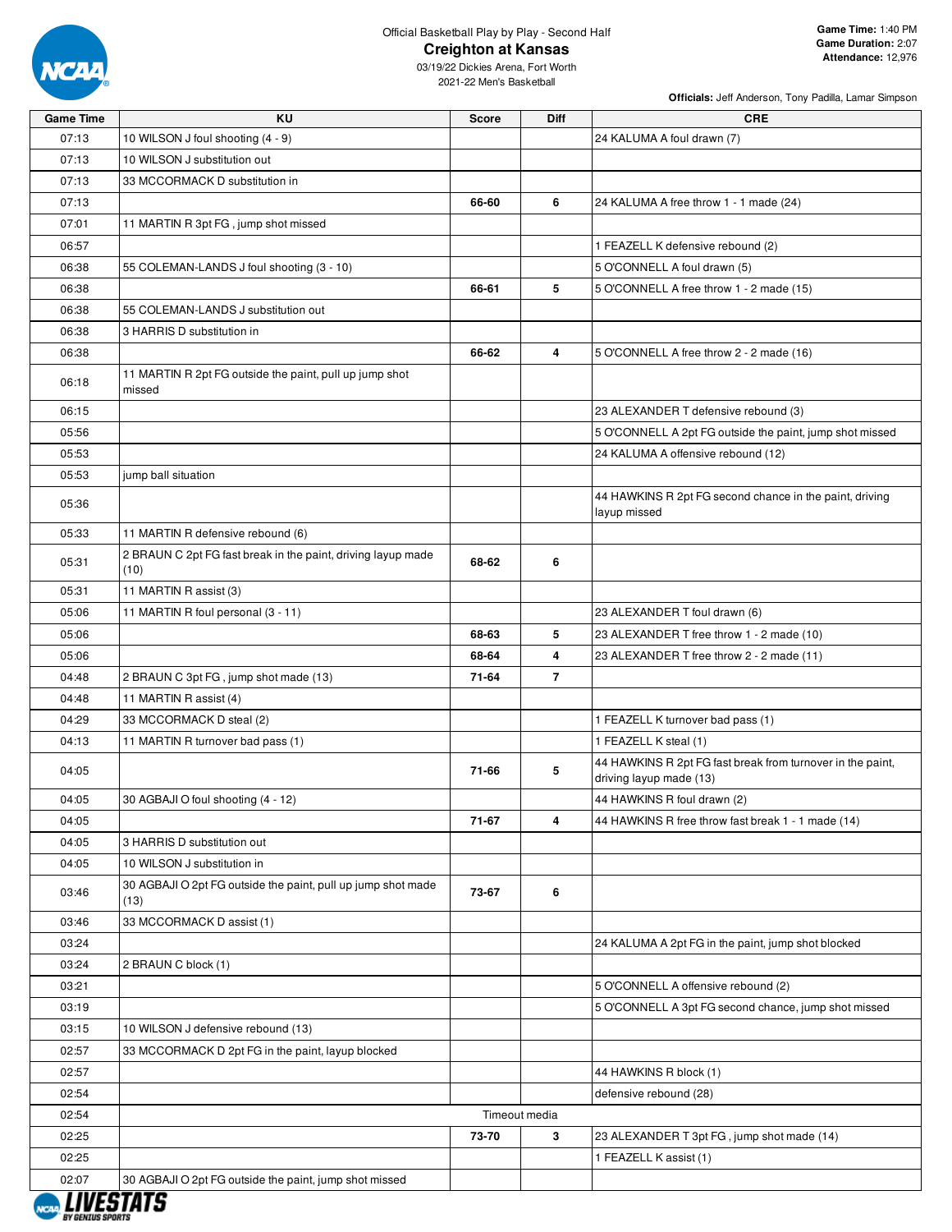Official Basketball Play by Play - Second Half

# Creighton at Kansas

03/19/22 Dickies Arena, Fort Worth
2021-22 Men's Basketball

**Game Time:** 1:40 PM
**Game Duration:** 2:07
**Attendance:** 12,976

**Officials:** Jeff Anderson, Tony Padilla, Lamar Simpson

| Game Time | KU | Score | Diff | CRE |
|---|---|---|---|---|
| 07:13 | 10 WILSON J foul shooting (4 - 9) | | | 24 KALUMA A foul drawn (7) |
| 07:13 | 10 WILSON J substitution out | | | |
| 07:13 | 33 MCCORMACK D substitution in | | | |
| 07:13 | | 66-60 | 6 | 24 KALUMA A free throw 1 - 1 made (24) |
| 07:01 | 11 MARTIN R 3pt FG , jump shot missed | | | |
| 06:57 | | | | 1 FEAZELL K defensive rebound (2) |
| 06:38 | 55 COLEMAN-LANDS J foul shooting (3 - 10) | | | 5 O'CONNELL A foul drawn (5) |
| 06:38 | | 66-61 | 5 | 5 O'CONNELL A free throw 1 - 2 made (15) |
| 06:38 | 55 COLEMAN-LANDS J substitution out | | | |
| 06:38 | 3 HARRIS D substitution in | | | |
| 06:38 | | 66-62 | 4 | 5 O'CONNELL A free throw 2 - 2 made (16) |
| 06:18 | 11 MARTIN R 2pt FG outside the paint, pull up jump shot missed | | | |
| 06:15 | | | | 23 ALEXANDER T defensive rebound (3) |
| 05:56 | | | | 5 O'CONNELL A 2pt FG outside the paint, jump shot missed |
| 05:53 | | | | 24 KALUMA A offensive rebound (12) |
| 05:53 | jump ball situation | | | |
| 05:36 | | | | 44 HAWKINS R 2pt FG second chance in the paint, driving layup missed |
| 05:33 | 11 MARTIN R defensive rebound (6) | | | |
| 05:31 | 2 BRAUN C 2pt FG fast break in the paint, driving layup made (10) | 68-62 | 6 | |
| 05:31 | 11 MARTIN R assist (3) | | | |
| 05:06 | 11 MARTIN R foul personal (3 - 11) | | | 23 ALEXANDER T foul drawn (6) |
| 05:06 | | 68-63 | 5 | 23 ALEXANDER T free throw 1 - 2 made (10) |
| 05:06 | | 68-64 | 4 | 23 ALEXANDER T free throw 2 - 2 made (11) |
| 04:48 | 2 BRAUN C 3pt FG , jump shot made (13) | 71-64 | 7 | |
| 04:48 | 11 MARTIN R assist (4) | | | |
| 04:29 | 33 MCCORMACK D steal (2) | | | 1 FEAZELL K turnover bad pass (1) |
| 04:13 | 11 MARTIN R turnover bad pass (1) | | | 1 FEAZELL K steal (1) |
| 04:05 | | 71-66 | 5 | 44 HAWKINS R 2pt FG fast break from turnover in the paint, driving layup made (13) |
| 04:05 | 30 AGBAJI O foul shooting (4 - 12) | | | 44 HAWKINS R foul drawn (2) |
| 04:05 | | 71-67 | 4 | 44 HAWKINS R free throw fast break 1 - 1 made (14) |
| 04:05 | 3 HARRIS D substitution out | | | |
| 04:05 | 10 WILSON J substitution in | | | |
| 03:46 | 30 AGBAJI O 2pt FG outside the paint, pull up jump shot made (13) | 73-67 | 6 | |
| 03:46 | 33 MCCORMACK D assist (1) | | | |
| 03:24 | | | | 24 KALUMA A 2pt FG in the paint, jump shot blocked |
| 03:24 | 2 BRAUN C block (1) | | | |
| 03:21 | | | | 5 O'CONNELL A offensive rebound (2) |
| 03:19 | | | | 5 O'CONNELL A 3pt FG second chance, jump shot missed |
| 03:15 | 10 WILSON J defensive rebound (13) | | | |
| 02:57 | 33 MCCORMACK D 2pt FG in the paint, layup blocked | | | |
| 02:57 | | | | 44 HAWKINS R block (1) |
| 02:54 | | | | defensive rebound (28) |
| 02:54 | Timeout media | | | |
| 02:25 | | 73-70 | 3 | 23 ALEXANDER T 3pt FG , jump shot made (14) |
| 02:25 | | | | 1 FEAZELL K assist (1) |
| 02:07 | 30 AGBAJI O 2pt FG outside the paint, jump shot missed | | | |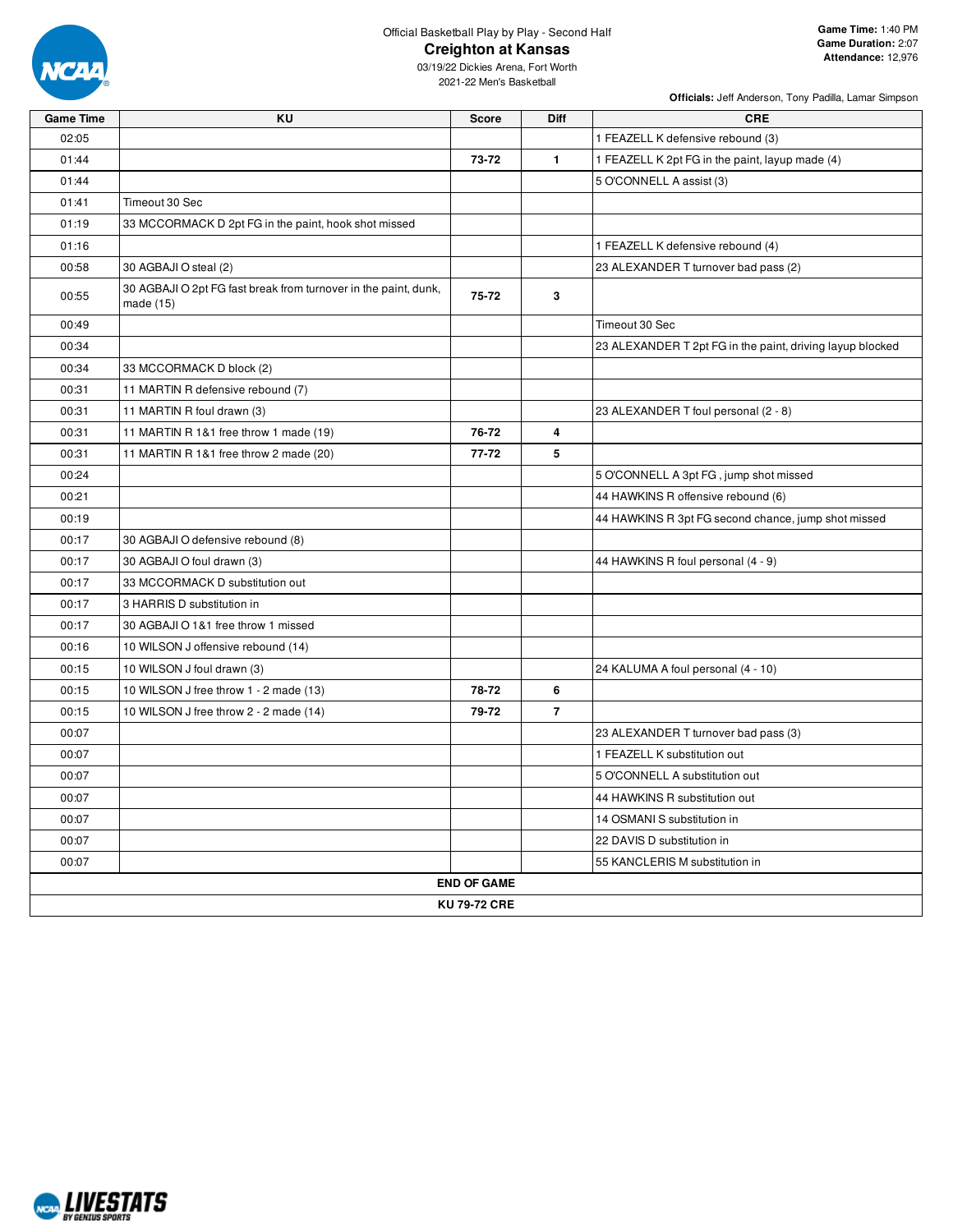Official Basketball Play by Play - Second Half

**Creighton at Kansas**

03/19/22 Dickies Arena, Fort Worth

2021-22 Men's Basketball

**Game Time:** 1:40 PM
**Game Duration:** 2:07
**Attendance:** 12,976

**Officials:** Jeff Anderson, Tony Padilla, Lamar Simpson

| Game Time | KU | Score | Diff | CRE |
|---|---|---|---|---|
| 02:05 | | | | 1 FEAZELL K defensive rebound (3) |
| 01:44 | | **73-72** | **1** | 1 FEAZELL K 2pt FG in the paint, layup made (4) |
| 01:44 | | | | 5 O'CONNELL A assist (3) |
| 01:41 | Timeout 30 Sec | | | |
| 01:19 | 33 MCCORMACK D 2pt FG in the paint, hook shot missed | | | |
| 01:16 | | | | 1 FEAZELL K defensive rebound (4) |
| 00:58 | 30 AGBAJI O steal (2) | | | 23 ALEXANDER T turnover bad pass (2) |
| 00:55 | 30 AGBAJI O 2pt FG fast break from turnover in the paint, dunk, made (15) | **75-72** | **3** | |
| 00:49 | | | | Timeout 30 Sec |
| 00:34 | | | | 23 ALEXANDER T 2pt FG in the paint, driving layup blocked |
| 00:34 | 33 MCCORMACK D block (2) | | | |
| 00:31 | 11 MARTIN R defensive rebound (7) | | | |
| 00:31 | 11 MARTIN R foul drawn (3) | | | 23 ALEXANDER T foul personal (2 - 8) |
| 00:31 | 11 MARTIN R 1&1 free throw 1 made (19) | **76-72** | **4** | |
| 00:31 | 11 MARTIN R 1&1 free throw 2 made (20) | **77-72** | **5** | |
| 00:24 | | | | 5 O'CONNELL A 3pt FG , jump shot missed |
| 00:21 | | | | 44 HAWKINS R offensive rebound (6) |
| 00:19 | | | | 44 HAWKINS R 3pt FG second chance, jump shot missed |
| 00:17 | 30 AGBAJI O defensive rebound (8) | | | |
| 00:17 | 30 AGBAJI O foul drawn (3) | | | 44 HAWKINS R foul personal (4 - 9) |
| 00:17 | 33 MCCORMACK D substitution out | | | |
| 00:17 | 3 HARRIS D substitution in | | | |
| 00:17 | 30 AGBAJI O 1&1 free throw 1 missed | | | |
| 00:16 | 10 WILSON J offensive rebound (14) | | | |
| 00:15 | 10 WILSON J foul drawn (3) | | | 24 KALUMA A foul personal (4 - 10) |
| 00:15 | 10 WILSON J free throw 1 - 2 made (13) | **78-72** | **6** | |
| 00:15 | 10 WILSON J free throw 2 - 2 made (14) | **79-72** | **7** | |
| 00:07 | | | | 23 ALEXANDER T turnover bad pass (3) |
| 00:07 | | | | 1 FEAZELL K substitution out |
| 00:07 | | | | 5 O'CONNELL A substitution out |
| 00:07 | | | | 44 HAWKINS R substitution out |
| 00:07 | | | | 14 OSMANI S substitution in |
| 00:07 | | | | 22 DAVIS D substitution in |
| 00:07 | | | | 55 KANCLERIS M substitution in |
| **END OF GAME** | | | | |
| **KU 79-72 CRE** | | | | |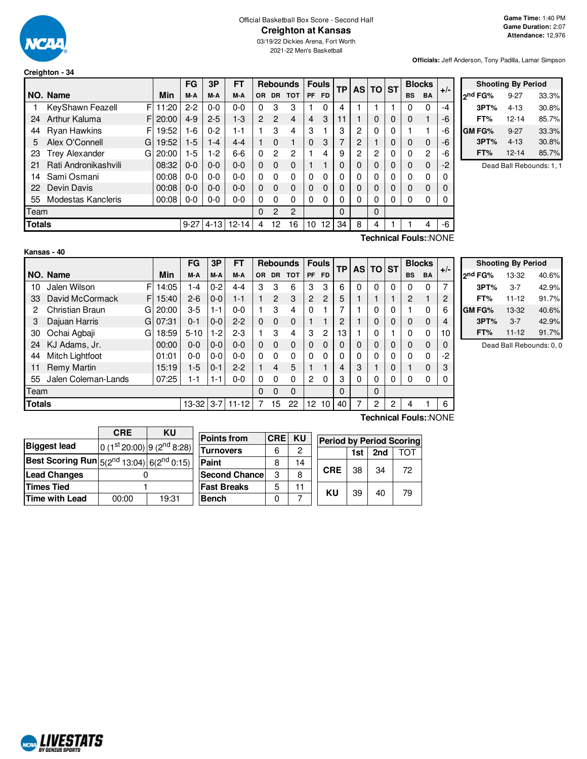Official Basketball Box Score - Second Half

# Creighton at Kansas

03/19/22 Dickies Arena, Fort Worth

2021-22 Men's Basketball

**Game Time:** 1:40 PM
**Game Duration:** 2:07
**Attendance:** 12,976

**Officials:** Jeff Anderson, Tony Padilla, Lamar Simpson

## Creighton - 34

| NO. | Name | | Min | FG M-A | 3P M-A | FT M-A | OR | DR | TOT | PF | FD | TP | AS | TO | ST | BS | BA | +/- |
|---|---|---|---|---|---|---|---|---|---|---|---|---|---|---|---|---|---|---|
| 1 | KeyShawn Feazell | F | 11:20 | 2-2 | 0-0 | 0-0 | 0 | 3 | 3 | 1 | 0 | 4 | 1 | 1 | 1 | 0 | 0 | -4 |
| 24 | Arthur Kaluma | F | 20:00 | 4-9 | 2-5 | 1-3 | 2 | 2 | 4 | 4 | 3 | 11 | 1 | 0 | 0 | 0 | 1 | -6 |
| 44 | Ryan Hawkins | F | 19:52 | 1-6 | 0-2 | 1-1 | 1 | 3 | 4 | 3 | 1 | 3 | 2 | 0 | 0 | 1 | 1 | -6 |
| 5 | Alex O'Connell | G | 19:52 | 1-5 | 1-4 | 4-4 | 1 | 0 | 1 | 0 | 3 | 7 | 2 | 1 | 0 | 0 | 0 | -6 |
| 23 | Trey Alexander | G | 20:00 | 1-5 | 1-2 | 6-6 | 0 | 2 | 2 | 1 | 4 | 9 | 2 | 2 | 0 | 0 | 2 | -6 |
| 21 | Rati Andronikashvili | | 08:32 | 0-0 | 0-0 | 0-0 | 0 | 0 | 0 | 1 | 1 | 0 | 0 | 0 | 0 | 0 | 0 | -2 |
| 14 | Sami Osmani | | 00:08 | 0-0 | 0-0 | 0-0 | 0 | 0 | 0 | 0 | 0 | 0 | 0 | 0 | 0 | 0 | 0 | 0 |
| 22 | Devin Davis | | 00:08 | 0-0 | 0-0 | 0-0 | 0 | 0 | 0 | 0 | 0 | 0 | 0 | 0 | 0 | 0 | 0 | 0 |
| 55 | Modestas Kancleris | | 00:08 | 0-0 | 0-0 | 0-0 | 0 | 0 | 0 | 0 | 0 | 0 | 0 | 0 | 0 | 0 | 0 | 0 |
| | Team | | | | | | 0 | 2 | 2 | | | 0 | | 0 | | | | |
| | **Totals** | | | 9-27 | 4-13 | 12-14 | 4 | 12 | 16 | 10 | 12 | 34 | 8 | 4 | 1 | 1 | 4 | -6 |

**Technical Fouls:**:NONE

| Shooting By Period | | |
|---|---|---|
| 2nd FG% | 9-27 | 33.3% |
| 3PT% | 4-13 | 30.8% |
| FT% | 12-14 | 85.7% |
| GM FG% | 9-27 | 33.3% |
| 3PT% | 4-13 | 30.8% |
| FT% | 12-14 | 85.7% |

Dead Ball Rebounds: 1, 1

## Kansas - 40

| NO. | Name | | Min | FG M-A | 3P M-A | FT M-A | OR | DR | TOT | PF | FD | TP | AS | TO | ST | BS | BA | +/- |
|---|---|---|---|---|---|---|---|---|---|---|---|---|---|---|---|---|---|---|
| 10 | Jalen Wilson | F | 14:05 | 1-4 | 0-2 | 4-4 | 3 | 3 | 6 | 3 | 3 | 6 | 0 | 0 | 0 | 0 | 0 | 7 |
| 33 | David McCormack | F | 15:40 | 2-6 | 0-0 | 1-1 | 1 | 2 | 3 | 2 | 2 | 5 | 1 | 1 | 1 | 2 | 1 | 2 |
| 2 | Christian Braun | G | 20:00 | 3-5 | 1-1 | 0-0 | 1 | 3 | 4 | 0 | 1 | 7 | 1 | 0 | 0 | 1 | 0 | 6 |
| 3 | Dajuan Harris | G | 07:31 | 0-1 | 0-0 | 2-2 | 0 | 0 | 0 | 1 | 1 | 2 | 1 | 0 | 0 | 0 | 0 | 4 |
| 30 | Ochai Agbaji | G | 18:59 | 5-10 | 1-2 | 2-3 | 1 | 3 | 4 | 3 | 2 | 13 | 1 | 0 | 1 | 0 | 0 | 10 |
| 24 | KJ Adams, Jr. | | 00:00 | 0-0 | 0-0 | 0-0 | 0 | 0 | 0 | 0 | 0 | 0 | 0 | 0 | 0 | 0 | 0 | 0 |
| 44 | Mitch Lightfoot | | 01:01 | 0-0 | 0-0 | 0-0 | 0 | 0 | 0 | 0 | 0 | 0 | 0 | 0 | 0 | 0 | 0 | -2 |
| 11 | Remy Martin | | 15:19 | 1-5 | 0-1 | 2-2 | 1 | 4 | 5 | 1 | 1 | 4 | 3 | 1 | 0 | 1 | 0 | 3 |
| 55 | Jalen Coleman-Lands | | 07:25 | 1-1 | 1-1 | 0-0 | 0 | 0 | 0 | 2 | 0 | 3 | 0 | 0 | 0 | 0 | 0 | 0 |
| | Team | | | | | | 0 | 0 | 0 | | | 0 | | 0 | | | | |
| | **Totals** | | | 13-32 | 3-7 | 11-12 | 7 | 15 | 22 | 12 | 10 | 40 | 7 | 2 | 2 | 4 | 1 | 6 |

**Technical Fouls:**:NONE

| Shooting By Period | | |
|---|---|---|
| 2nd FG% | 13-32 | 40.6% |
| 3PT% | 3-7 | 42.9% |
| FT% | 11-12 | 91.7% |
| GM FG% | 13-32 | 40.6% |
| 3PT% | 3-7 | 42.9% |
| FT% | 11-12 | 91.7% |

Dead Ball Rebounds: 0, 0

| | CRE | KU |
|---|---|---|
| Biggest lead | 0 (1st 20:00) | 9 (2nd 8:28) |
| Best Scoring Run | 5(2nd 13:04) | 6(2nd 0:15) |
| Lead Changes | 0 | |
| Times Tied | 1 | |
| Time with Lead | 00:00 | 19:31 |

| Points from | CRE | KU |
|---|---|---|
| Turnovers | 6 | 2 |
| Paint | 8 | 14 |
| Second Chance | 3 | 8 |
| Fast Breaks | 5 | 11 |
| Bench | 0 | 7 |

| Period by Period Scoring | 1st | 2nd | TOT |
|---|---|---|---|
| CRE | 38 | 34 | 72 |
| KU | 39 | 40 | 79 |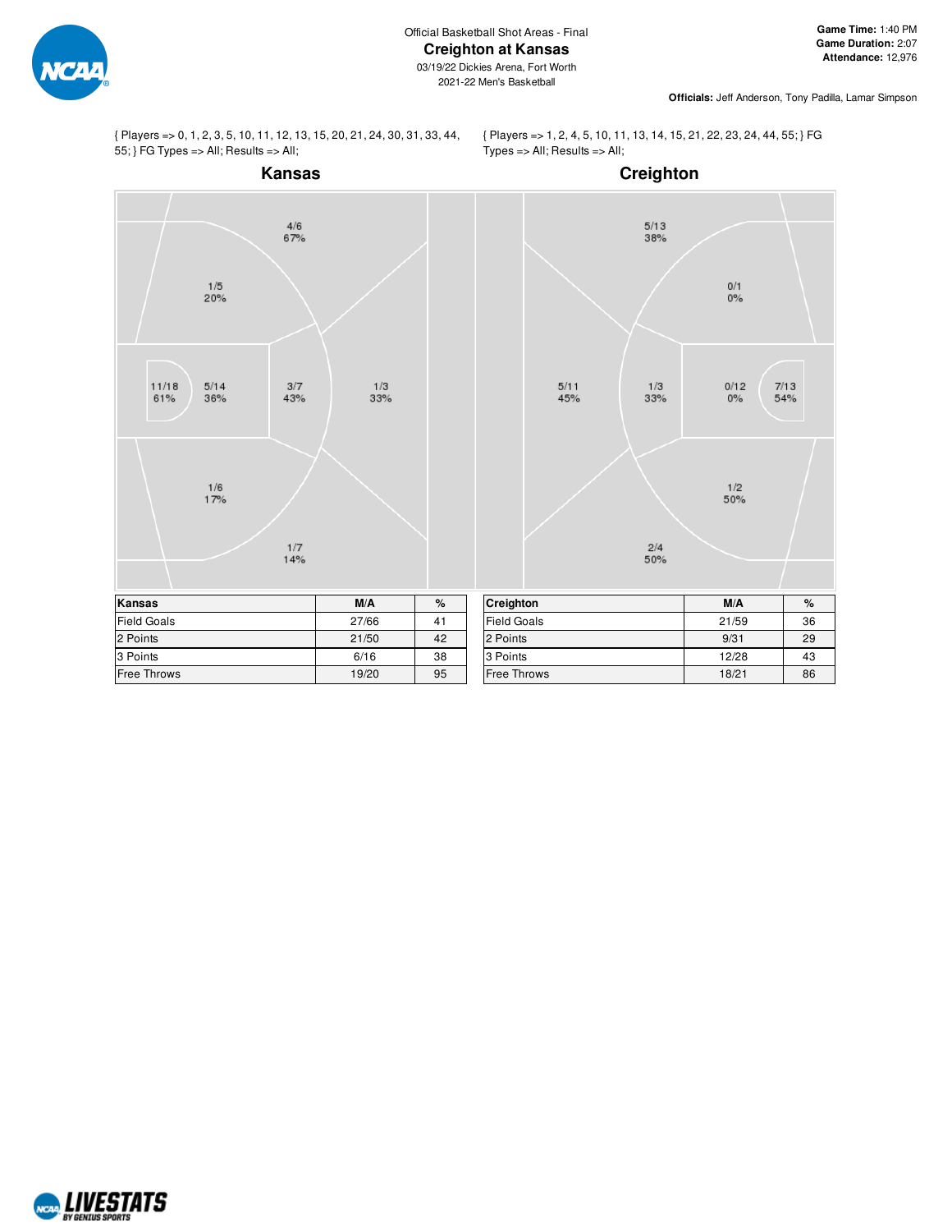Official Basketball Shot Areas - Final

# Creighton at Kansas

03/19/22 Dickies Arena, Fort Worth

2021-22 Men's Basketball

**Game Time:** 1:40 PM
**Game Duration:** 2:07
**Attendance:** 12,976

**Officials:** Jeff Anderson, Tony Padilla, Lamar Simpson

{ Players => 0, 1, 2, 3, 5, 10, 11, 12, 13, 15, 20, 21, 24, 30, 31, 33, 44, 55; } FG Types => All; Results => All;

## Kansas

4/6 67%

1/5 20%

11/18 61%

5/14 36%

3/7 43%

1/3 33%

1/6 17%

1/7 14%

| Kansas | M/A | % |
|---|---|---|
| Field Goals | 27/66 | 41 |
| 2 Points | 21/50 | 42 |
| 3 Points | 6/16 | 38 |
| Free Throws | 19/20 | 95 |

{ Players => 1, 2, 4, 5, 10, 11, 13, 14, 15, 21, 22, 23, 24, 44, 55; } FG Types => All; Results => All;

## Creighton

5/13 38%

0/1 0%

5/11 45%

1/3 33%

0/12 0%

7/13 54%

1/2 50%

2/4 50%

| Creighton | M/A | % |
|---|---|---|
| Field Goals | 21/59 | 36 |
| 2 Points | 9/31 | 29 |
| 3 Points | 12/28 | 43 |
| Free Throws | 18/21 | 86 |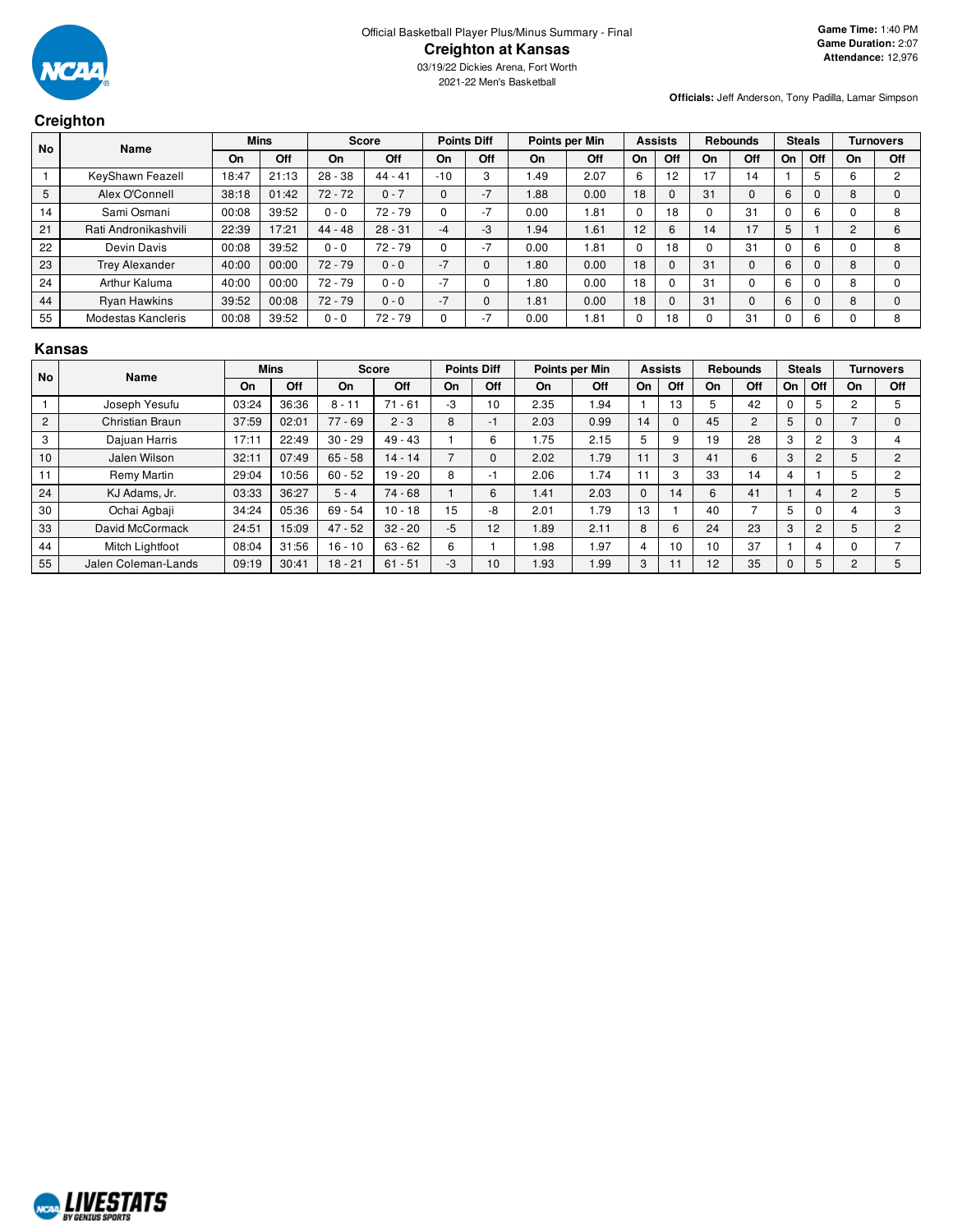Official Basketball Player Plus/Minus Summary - Final

# Creighton at Kansas

03/19/22 Dickies Arena, Fort Worth

2021-22 Men's Basketball

**Game Time:** 1:40 PM
**Game Duration:** 2:07
**Attendance:** 12,976

**Officials:** Jeff Anderson, Tony Padilla, Lamar Simpson

## Creighton

| No | Name | Mins | | Score | | Points Diff | | Points per Min | | Assists | | Rebounds | | Steals | | Turnovers | |
|---|---|---|---|---|---|---|---|---|---|---|---|---|---|---|---|---|---|
| | | On | Off | On | Off | On | Off | On | Off | On | Off | On | Off | On | Off | On | Off |
| 1 | KeyShawn Feazell | 18:47 | 21:13 | 28 - 38 | 44 - 41 | -10 | 3 | 1.49 | 2.07 | 6 | 12 | 17 | 14 | 1 | 5 | 6 | 2 |
| 5 | Alex O'Connell | 38:18 | 01:42 | 72 - 72 | 0 - 7 | 0 | -7 | 1.88 | 0.00 | 18 | 0 | 31 | 0 | 6 | 0 | 8 | 0 |
| 14 | Sami Osmani | 00:08 | 39:52 | 0 - 0 | 72 - 79 | 0 | -7 | 0.00 | 1.81 | 0 | 18 | 0 | 31 | 0 | 6 | 0 | 8 |
| 21 | Rati Andronikashvili | 22:39 | 17:21 | 44 - 48 | 28 - 31 | -4 | -3 | 1.94 | 1.61 | 12 | 6 | 14 | 17 | 5 | 1 | 2 | 6 |
| 22 | Devin Davis | 00:08 | 39:52 | 0 - 0 | 72 - 79 | 0 | -7 | 0.00 | 1.81 | 0 | 18 | 0 | 31 | 0 | 6 | 0 | 8 |
| 23 | Trey Alexander | 40:00 | 00:00 | 72 - 79 | 0 - 0 | -7 | 0 | 1.80 | 0.00 | 18 | 0 | 31 | 0 | 6 | 0 | 8 | 0 |
| 24 | Arthur Kaluma | 40:00 | 00:00 | 72 - 79 | 0 - 0 | -7 | 0 | 1.80 | 0.00 | 18 | 0 | 31 | 0 | 6 | 0 | 8 | 0 |
| 44 | Ryan Hawkins | 39:52 | 00:08 | 72 - 79 | 0 - 0 | -7 | 0 | 1.81 | 0.00 | 18 | 0 | 31 | 0 | 6 | 0 | 8 | 0 |
| 55 | Modestas Kancleris | 00:08 | 39:52 | 0 - 0 | 72 - 79 | 0 | -7 | 0.00 | 1.81 | 0 | 18 | 0 | 31 | 0 | 6 | 0 | 8 |

## Kansas

| No | Name | Mins | | Score | | Points Diff | | Points per Min | | Assists | | Rebounds | | Steals | | Turnovers | |
|---|---|---|---|---|---|---|---|---|---|---|---|---|---|---|---|---|---|
| | | On | Off | On | Off | On | Off | On | Off | On | Off | On | Off | On | Off | On | Off |
| 1 | Joseph Yesufu | 03:24 | 36:36 | 8 - 11 | 71 - 61 | -3 | 10 | 2.35 | 1.94 | 1 | 13 | 5 | 42 | 0 | 5 | 2 | 5 |
| 2 | Christian Braun | 37:59 | 02:01 | 77 - 69 | 2 - 3 | 8 | -1 | 2.03 | 0.99 | 14 | 0 | 45 | 2 | 5 | 0 | 7 | 0 |
| 3 | Dajuan Harris | 17:11 | 22:49 | 30 - 29 | 49 - 43 | 1 | 6 | 1.75 | 2.15 | 5 | 9 | 19 | 28 | 3 | 2 | 3 | 4 |
| 10 | Jalen Wilson | 32:11 | 07:49 | 65 - 58 | 14 - 14 | 7 | 0 | 2.02 | 1.79 | 11 | 3 | 41 | 6 | 3 | 2 | 5 | 2 |
| 11 | Remy Martin | 29:04 | 10:56 | 60 - 52 | 19 - 20 | 8 | -1 | 2.06 | 1.74 | 11 | 3 | 33 | 14 | 4 | 1 | 5 | 2 |
| 24 | KJ Adams, Jr. | 03:33 | 36:27 | 5 - 4 | 74 - 68 | 1 | 6 | 1.41 | 2.03 | 0 | 14 | 6 | 41 | 1 | 4 | 2 | 5 |
| 30 | Ochai Agbaji | 34:24 | 05:36 | 69 - 54 | 10 - 18 | 15 | -8 | 2.01 | 1.79 | 13 | 1 | 40 | 7 | 5 | 0 | 4 | 3 |
| 33 | David McCormack | 24:51 | 15:09 | 47 - 52 | 32 - 20 | -5 | 12 | 1.89 | 2.11 | 8 | 6 | 24 | 23 | 3 | 2 | 5 | 2 |
| 44 | Mitch Lightfoot | 08:04 | 31:56 | 16 - 10 | 63 - 62 | 6 | 1 | 1.98 | 1.97 | 4 | 10 | 10 | 37 | 1 | 4 | 0 | 7 |
| 55 | Jalen Coleman-Lands | 09:19 | 30:41 | 18 - 21 | 61 - 51 | -3 | 10 | 1.93 | 1.99 | 3 | 11 | 12 | 35 | 0 | 5 | 2 | 5 |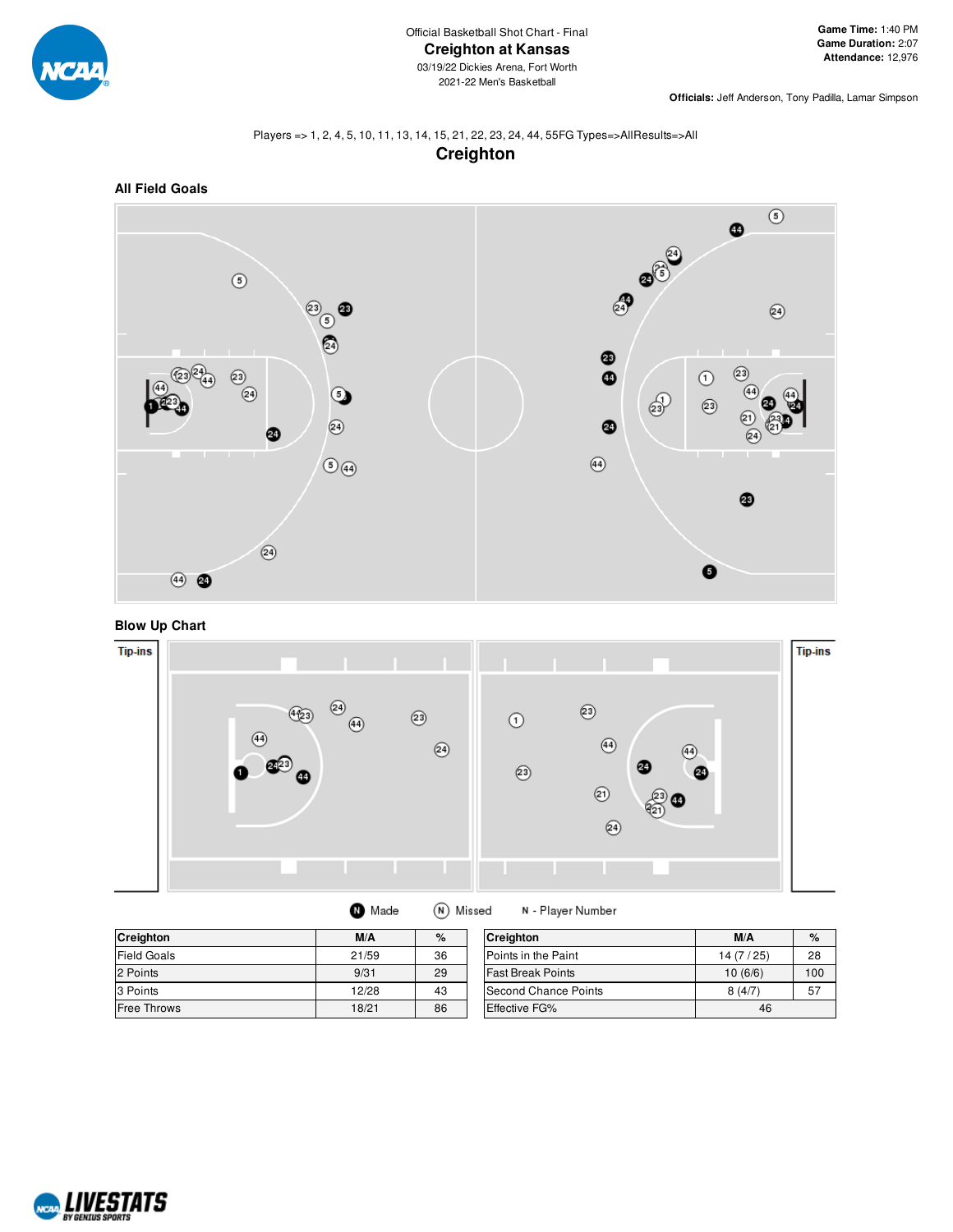Official Basketball Shot Chart - Final

# Creighton at Kansas

03/19/22 Dickies Arena, Fort Worth

2021-22 Men's Basketball

**Game Time:** 1:40 PM
**Game Duration:** 2:07
**Attendance:** 12,976

**Officials:** Jeff Anderson, Tony Padilla, Lamar Simpson

Players => 1, 2, 4, 5, 10, 11, 13, 14, 15, 21, 22, 23, 24, 44, 55FG Types=>AllResults=>All

## Creighton

### All Field Goals

### Blow Up Chart

Tip-ins

Tip-ins

Made   Missed   N - Player Number

| Creighton | M/A | % |
|---|---|---|
| Field Goals | 21/59 | 36 |
| 2 Points | 9/31 | 29 |
| 3 Points | 12/28 | 43 |
| Free Throws | 18/21 | 86 |

| Creighton | M/A | % |
|---|---|---|
| Points in the Paint | 14 (7 / 25) | 28 |
| Fast Break Points | 10 (6/6) | 100 |
| Second Chance Points | 8 (4/7) | 57 |
| Effective FG% | 46 | |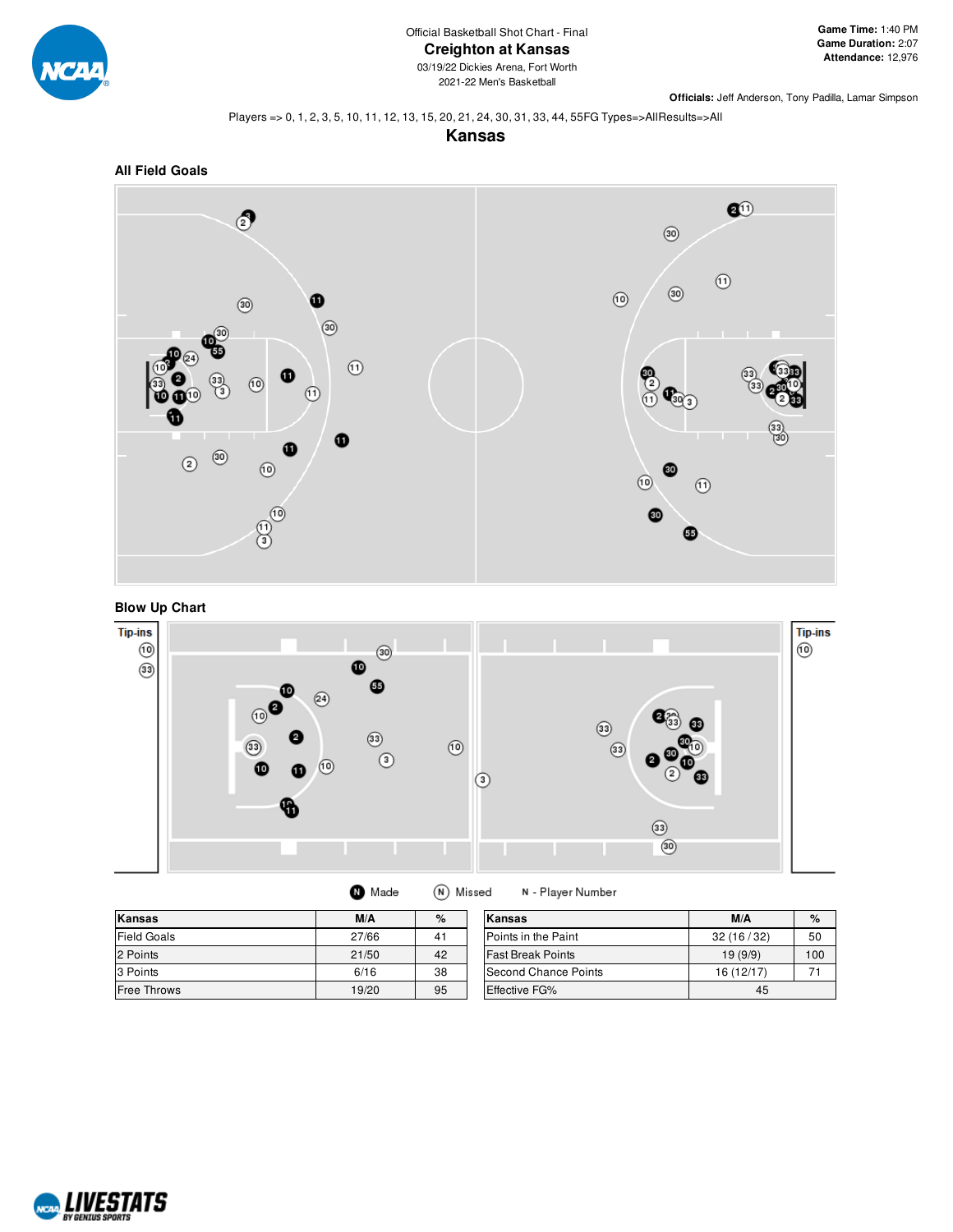Official Basketball Shot Chart - Final

# Creighton at Kansas

03/19/22 Dickies Arena, Fort Worth
2021-22 Men's Basketball

**Game Time:** 1:40 PM
**Game Duration:** 2:07
**Attendance:** 12,976

**Officials:** Jeff Anderson, Tony Padilla, Lamar Simpson

Players => 0, 1, 2, 3, 5, 10, 11, 12, 13, 15, 20, 21, 24, 30, 31, 33, 44, 55FG Types=>AllResults=>All

## Kansas

### All Field Goals

### Blow Up Chart

Tip-ins

Tip-ins

Made   Missed   N - Player Number

| Kansas | M/A | % |
|---|---|---|
| Field Goals | 27/66 | 41 |
| 2 Points | 21/50 | 42 |
| 3 Points | 6/16 | 38 |
| Free Throws | 19/20 | 95 |

| Kansas | M/A | % |
|---|---|---|
| Points in the Paint | 32 (16 / 32) | 50 |
| Fast Break Points | 19 (9/9) | 100 |
| Second Chance Points | 16 (12/17) | 71 |
| Effective FG% | 45 | |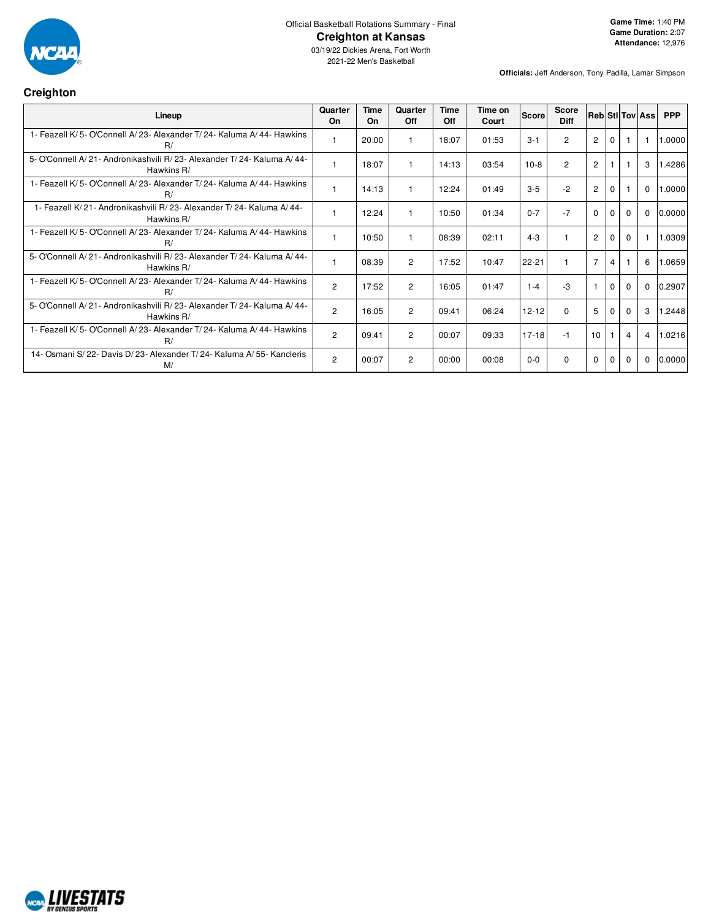Official Basketball Rotations Summary - Final

# Creighton at Kansas

03/19/22 Dickies Arena, Fort Worth

2021-22 Men's Basketball

**Game Time:** 1:40 PM
**Game Duration:** 2:07
**Attendance:** 12,976

**Officials:** Jeff Anderson, Tony Padilla, Lamar Simpson

## Creighton

| Lineup | Quarter On | Time On | Quarter Off | Time Off | Time on Court | Score | Score Diff | Reb | Stl | Tov | Ass | PPP |
|---|---|---|---|---|---|---|---|---|---|---|---|---|
| 1- Feazell K/ 5- O'Connell A/ 23- Alexander T/ 24- Kaluma A/ 44- Hawkins R/ | 1 | 20:00 | 1 | 18:07 | 01:53 | 3-1 | 2 | 2 | 0 | 1 | 1 | 1.0000 |
| 5- O'Connell A/ 21- Andronikashvili R/ 23- Alexander T/ 24- Kaluma A/ 44- Hawkins R/ | 1 | 18:07 | 1 | 14:13 | 03:54 | 10-8 | 2 | 2 | 1 | 1 | 3 | 1.4286 |
| 1- Feazell K/ 5- O'Connell A/ 23- Alexander T/ 24- Kaluma A/ 44- Hawkins R/ | 1 | 14:13 | 1 | 12:24 | 01:49 | 3-5 | -2 | 2 | 0 | 1 | 0 | 1.0000 |
| 1- Feazell K/ 21- Andronikashvili R/ 23- Alexander T/ 24- Kaluma A/ 44- Hawkins R/ | 1 | 12:24 | 1 | 10:50 | 01:34 | 0-7 | -7 | 0 | 0 | 0 | 0 | 0.0000 |
| 1- Feazell K/ 5- O'Connell A/ 23- Alexander T/ 24- Kaluma A/ 44- Hawkins R/ | 1 | 10:50 | 1 | 08:39 | 02:11 | 4-3 | 1 | 2 | 0 | 0 | 1 | 1.0309 |
| 5- O'Connell A/ 21- Andronikashvili R/ 23- Alexander T/ 24- Kaluma A/ 44- Hawkins R/ | 1 | 08:39 | 2 | 17:52 | 10:47 | 22-21 | 1 | 7 | 4 | 1 | 6 | 1.0659 |
| 1- Feazell K/ 5- O'Connell A/ 23- Alexander T/ 24- Kaluma A/ 44- Hawkins R/ | 2 | 17:52 | 2 | 16:05 | 01:47 | 1-4 | -3 | 1 | 0 | 0 | 0 | 0.2907 |
| 5- O'Connell A/ 21- Andronikashvili R/ 23- Alexander T/ 24- Kaluma A/ 44- Hawkins R/ | 2 | 16:05 | 2 | 09:41 | 06:24 | 12-12 | 0 | 5 | 0 | 0 | 3 | 1.2448 |
| 1- Feazell K/ 5- O'Connell A/ 23- Alexander T/ 24- Kaluma A/ 44- Hawkins R/ | 2 | 09:41 | 2 | 00:07 | 09:33 | 17-18 | -1 | 10 | 1 | 4 | 4 | 1.0216 |
| 14- Osmani S/ 22- Davis D/ 23- Alexander T/ 24- Kaluma A/ 55- Kancleris M/ | 2 | 00:07 | 2 | 00:00 | 00:08 | 0-0 | 0 | 0 | 0 | 0 | 0 | 0.0000 |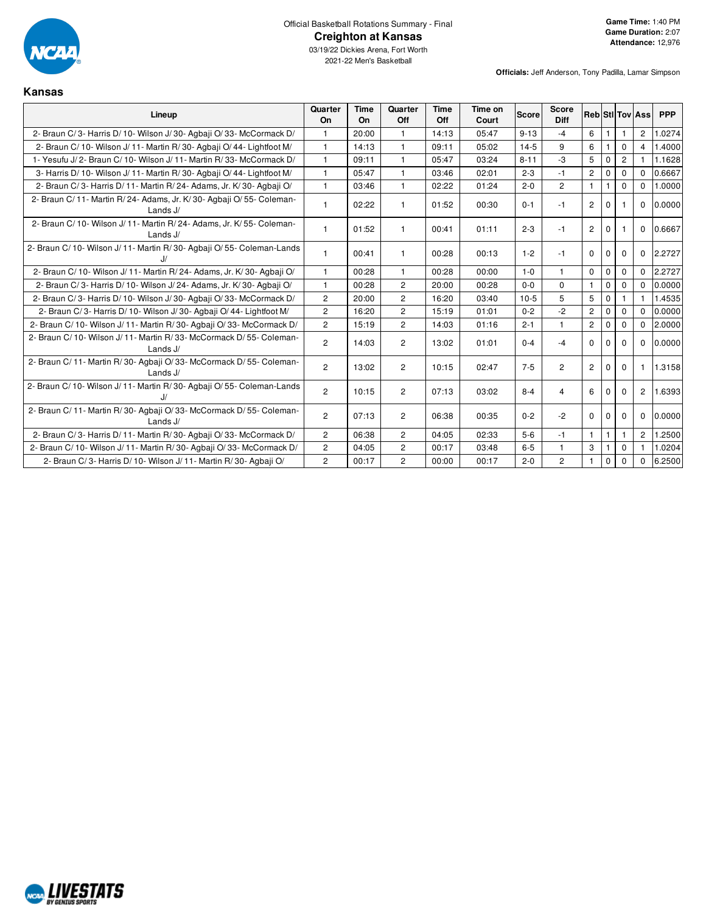Official Basketball Rotations Summary - Final

# Creighton at Kansas

03/19/22 Dickies Arena, Fort Worth

2021-22 Men's Basketball

**Game Time:** 1:40 PM
**Game Duration:** 2:07
**Attendance:** 12,976

**Officials:** Jeff Anderson, Tony Padilla, Lamar Simpson

## Kansas

| Lineup | Quarter On | Time On | Quarter Off | Time Off | Time on Court | Score | Score Diff | Reb | Stl | Tov | Ass | PPP |
|---|---|---|---|---|---|---|---|---|---|---|---|---|
| 2- Braun C/ 3- Harris D/ 10- Wilson J/ 30- Agbaji O/ 33- McCormack D/ | 1 | 20:00 | 1 | 14:13 | 05:47 | 9-13 | -4 | 6 | 1 | 1 | 2 | 1.0274 |
| 2- Braun C/ 10- Wilson J/ 11- Martin R/ 30- Agbaji O/ 44- Lightfoot M/ | 1 | 14:13 | 1 | 09:11 | 05:02 | 14-5 | 9 | 6 | 1 | 0 | 4 | 1.4000 |
| 1- Yesufu J/ 2- Braun C/ 10- Wilson J/ 11- Martin R/ 33- McCormack D/ | 1 | 09:11 | 1 | 05:47 | 03:24 | 8-11 | -3 | 5 | 0 | 2 | 1 | 1.1628 |
| 3- Harris D/ 10- Wilson J/ 11- Martin R/ 30- Agbaji O/ 44- Lightfoot M/ | 1 | 05:47 | 1 | 03:46 | 02:01 | 2-3 | -1 | 2 | 0 | 0 | 0 | 0.6667 |
| 2- Braun C/ 3- Harris D/ 11- Martin R/ 24- Adams, Jr. K/ 30- Agbaji O/ | 1 | 03:46 | 1 | 02:22 | 01:24 | 2-0 | 2 | 1 | 1 | 0 | 0 | 1.0000 |
| 2- Braun C/ 11- Martin R/ 24- Adams, Jr. K/ 30- Agbaji O/ 55- Coleman-Lands J/ | 1 | 02:22 | 1 | 01:52 | 00:30 | 0-1 | -1 | 2 | 0 | 1 | 0 | 0.0000 |
| 2- Braun C/ 10- Wilson J/ 11- Martin R/ 24- Adams, Jr. K/ 55- Coleman-Lands J/ | 1 | 01:52 | 1 | 00:41 | 01:11 | 2-3 | -1 | 2 | 0 | 1 | 0 | 0.6667 |
| 2- Braun C/ 10- Wilson J/ 11- Martin R/ 30- Agbaji O/ 55- Coleman-Lands J/ | 1 | 00:41 | 1 | 00:28 | 00:13 | 1-2 | -1 | 0 | 0 | 0 | 0 | 2.2727 |
| 2- Braun C/ 10- Wilson J/ 11- Martin R/ 24- Adams, Jr. K/ 30- Agbaji O/ | 1 | 00:28 | 1 | 00:28 | 00:00 | 1-0 | 1 | 0 | 0 | 0 | 0 | 2.2727 |
| 2- Braun C/ 3- Harris D/ 10- Wilson J/ 24- Adams, Jr. K/ 30- Agbaji O/ | 1 | 00:28 | 2 | 20:00 | 00:28 | 0-0 | 0 | 1 | 0 | 0 | 0 | 0.0000 |
| 2- Braun C/ 3- Harris D/ 10- Wilson J/ 30- Agbaji O/ 33- McCormack D/ | 2 | 20:00 | 2 | 16:20 | 03:40 | 10-5 | 5 | 5 | 0 | 1 | 1 | 1.4535 |
| 2- Braun C/ 3- Harris D/ 10- Wilson J/ 30- Agbaji O/ 44- Lightfoot M/ | 2 | 16:20 | 2 | 15:19 | 01:01 | 0-2 | -2 | 2 | 0 | 0 | 0 | 0.0000 |
| 2- Braun C/ 10- Wilson J/ 11- Martin R/ 30- Agbaji O/ 33- McCormack D/ | 2 | 15:19 | 2 | 14:03 | 01:16 | 2-1 | 1 | 2 | 0 | 0 | 0 | 2.0000 |
| 2- Braun C/ 10- Wilson J/ 11- Martin R/ 33- McCormack D/ 55- Coleman-Lands J/ | 2 | 14:03 | 2 | 13:02 | 01:01 | 0-4 | -4 | 0 | 0 | 0 | 0 | 0.0000 |
| 2- Braun C/ 11- Martin R/ 30- Agbaji O/ 33- McCormack D/ 55- Coleman-Lands J/ | 2 | 13:02 | 2 | 10:15 | 02:47 | 7-5 | 2 | 2 | 0 | 0 | 1 | 1.3158 |
| 2- Braun C/ 10- Wilson J/ 11- Martin R/ 30- Agbaji O/ 55- Coleman-Lands J/ | 2 | 10:15 | 2 | 07:13 | 03:02 | 8-4 | 4 | 6 | 0 | 0 | 2 | 1.6393 |
| 2- Braun C/ 11- Martin R/ 30- Agbaji O/ 33- McCormack D/ 55- Coleman-Lands J/ | 2 | 07:13 | 2 | 06:38 | 00:35 | 0-2 | -2 | 0 | 0 | 0 | 0 | 0.0000 |
| 2- Braun C/ 3- Harris D/ 11- Martin R/ 30- Agbaji O/ 33- McCormack D/ | 2 | 06:38 | 2 | 04:05 | 02:33 | 5-6 | -1 | 1 | 1 | 1 | 2 | 1.2500 |
| 2- Braun C/ 10- Wilson J/ 11- Martin R/ 30- Agbaji O/ 33- McCormack D/ | 2 | 04:05 | 2 | 00:17 | 03:48 | 6-5 | 1 | 3 | 1 | 0 | 1 | 1.0204 |
| 2- Braun C/ 3- Harris D/ 10- Wilson J/ 11- Martin R/ 30- Agbaji O/ | 2 | 00:17 | 2 | 00:00 | 00:17 | 2-0 | 2 | 1 | 0 | 0 | 0 | 6.2500 |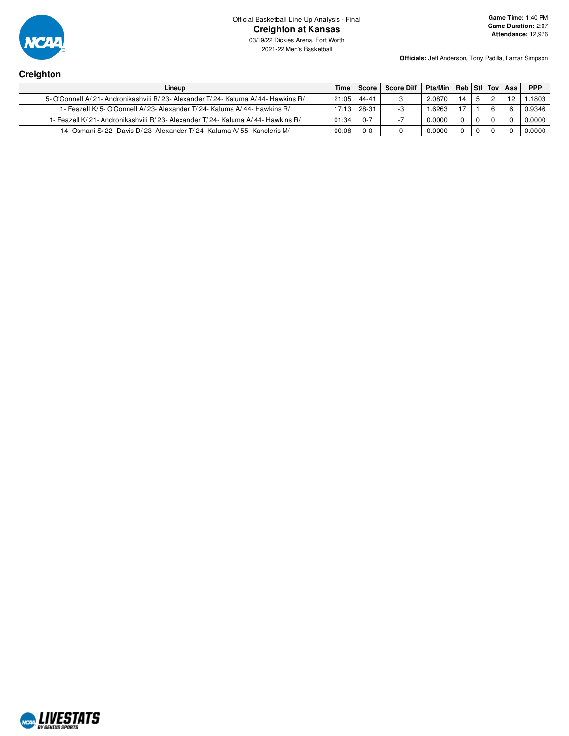Official Basketball Line Up Analysis - Final

**Creighton at Kansas**

03/19/22 Dickies Arena, Fort Worth

2021-22 Men's Basketball

**Game Time:** 1:40 PM
**Game Duration:** 2:07
**Attendance:** 12,976

**Officials:** Jeff Anderson, Tony Padilla, Lamar Simpson

## Creighton

| Lineup | Time | Score | Score Diff | Pts/Min | Reb | Stl | Tov | Ass | PPP |
|---|---|---|---|---|---|---|---|---|---|
| 5- O'Connell A/ 21- Andronikashvili R/ 23- Alexander T/ 24- Kaluma A/ 44- Hawkins R/ | 21:05 | 44-41 | 3 | 2.0870 | 14 | 5 | 2 | 12 | 1.1803 |
| 1- Feazell K/ 5- O'Connell A/ 23- Alexander T/ 24- Kaluma A/ 44- Hawkins R/ | 17:13 | 28-31 | -3 | 1.6263 | 17 | 1 | 6 | 6 | 0.9346 |
| 1- Feazell K/ 21- Andronikashvili R/ 23- Alexander T/ 24- Kaluma A/ 44- Hawkins R/ | 01:34 | 0-7 | -7 | 0.0000 | 0 | 0 | 0 | 0 | 0.0000 |
| 14- Osmani S/ 22- Davis D/ 23- Alexander T/ 24- Kaluma A/ 55- Kancleris M/ | 00:08 | 0-0 | 0 | 0.0000 | 0 | 0 | 0 | 0 | 0.0000 |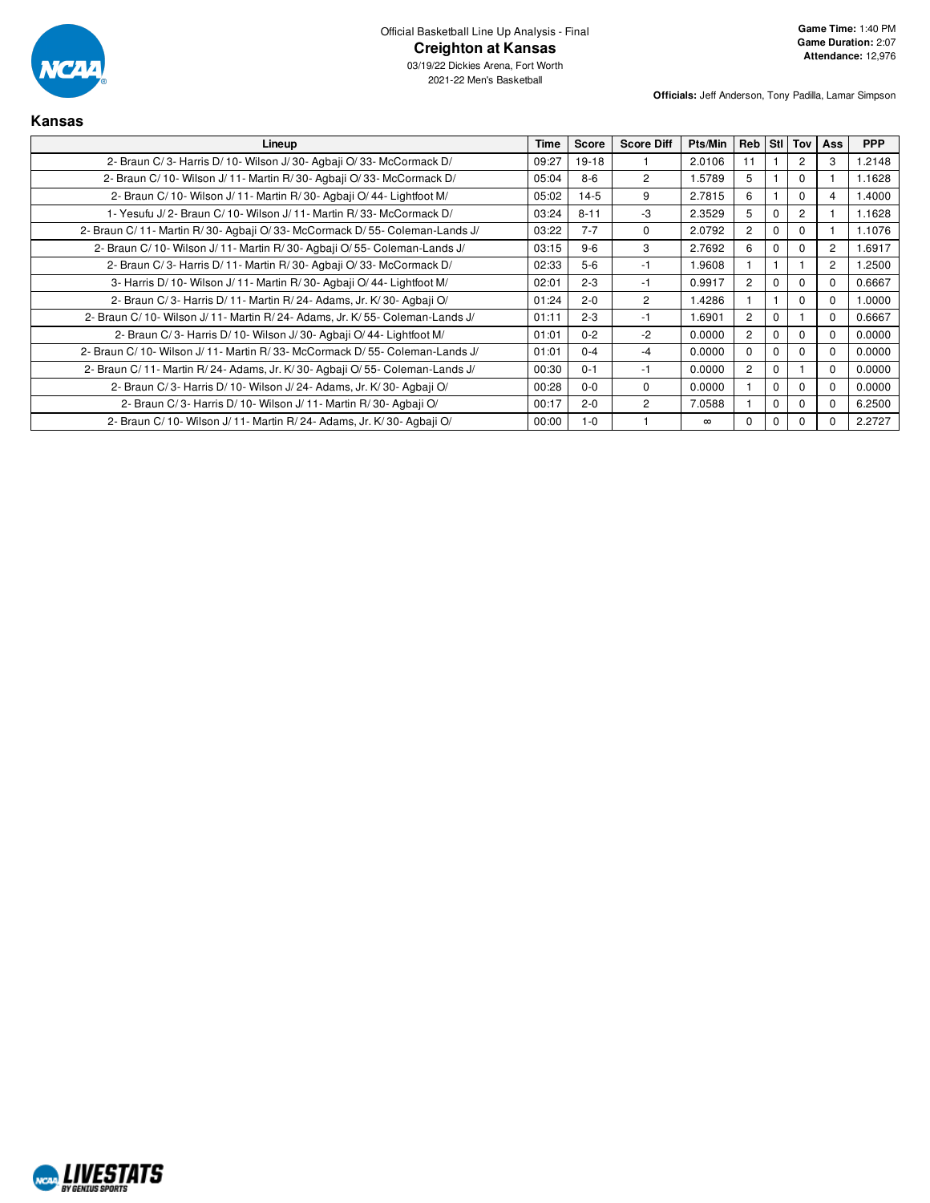Official Basketball Line Up Analysis - Final

# Creighton at Kansas

03/19/22 Dickies Arena, Fort Worth

2021-22 Men's Basketball

**Game Time:** 1:40 PM
**Game Duration:** 2:07
**Attendance:** 12,976

**Officials:** Jeff Anderson, Tony Padilla, Lamar Simpson

## Kansas

| Lineup | Time | Score | Score Diff | Pts/Min | Reb | Stl | Tov | Ass | PPP |
|---|---|---|---|---|---|---|---|---|---|
| 2- Braun C/ 3- Harris D/ 10- Wilson J/ 30- Agbaji O/ 33- McCormack D/ | 09:27 | 19-18 | 1 | 2.0106 | 11 | 1 | 2 | 3 | 1.2148 |
| 2- Braun C/ 10- Wilson J/ 11- Martin R/ 30- Agbaji O/ 33- McCormack D/ | 05:04 | 8-6 | 2 | 1.5789 | 5 | 1 | 0 | 1 | 1.1628 |
| 2- Braun C/ 10- Wilson J/ 11- Martin R/ 30- Agbaji O/ 44- Lightfoot M/ | 05:02 | 14-5 | 9 | 2.7815 | 6 | 1 | 0 | 4 | 1.4000 |
| 1- Yesufu J/ 2- Braun C/ 10- Wilson J/ 11- Martin R/ 33- McCormack D/ | 03:24 | 8-11 | -3 | 2.3529 | 5 | 0 | 2 | 1 | 1.1628 |
| 2- Braun C/ 11- Martin R/ 30- Agbaji O/ 33- McCormack D/ 55- Coleman-Lands J/ | 03:22 | 7-7 | 0 | 2.0792 | 2 | 0 | 0 | 1 | 1.1076 |
| 2- Braun C/ 10- Wilson J/ 11- Martin R/ 30- Agbaji O/ 55- Coleman-Lands J/ | 03:15 | 9-6 | 3 | 2.7692 | 6 | 0 | 0 | 2 | 1.6917 |
| 2- Braun C/ 3- Harris D/ 11- Martin R/ 30- Agbaji O/ 33- McCormack D/ | 02:33 | 5-6 | -1 | 1.9608 | 1 | 1 | 1 | 2 | 1.2500 |
| 3- Harris D/ 10- Wilson J/ 11- Martin R/ 30- Agbaji O/ 44- Lightfoot M/ | 02:01 | 2-3 | -1 | 0.9917 | 2 | 0 | 0 | 0 | 0.6667 |
| 2- Braun C/ 3- Harris D/ 11- Martin R/ 24- Adams, Jr. K/ 30- Agbaji O/ | 01:24 | 2-0 | 2 | 1.4286 | 1 | 1 | 0 | 0 | 1.0000 |
| 2- Braun C/ 10- Wilson J/ 11- Martin R/ 24- Adams, Jr. K/ 55- Coleman-Lands J/ | 01:11 | 2-3 | -1 | 1.6901 | 2 | 0 | 1 | 0 | 0.6667 |
| 2- Braun C/ 3- Harris D/ 10- Wilson J/ 30- Agbaji O/ 44- Lightfoot M/ | 01:01 | 0-2 | -2 | 0.0000 | 2 | 0 | 0 | 0 | 0.0000 |
| 2- Braun C/ 10- Wilson J/ 11- Martin R/ 33- McCormack D/ 55- Coleman-Lands J/ | 01:01 | 0-4 | -4 | 0.0000 | 0 | 0 | 0 | 0 | 0.0000 |
| 2- Braun C/ 11- Martin R/ 24- Adams, Jr. K/ 30- Agbaji O/ 55- Coleman-Lands J/ | 00:30 | 0-1 | -1 | 0.0000 | 2 | 0 | 1 | 0 | 0.0000 |
| 2- Braun C/ 3- Harris D/ 10- Wilson J/ 24- Adams, Jr. K/ 30- Agbaji O/ | 00:28 | 0-0 | 0 | 0.0000 | 1 | 0 | 0 | 0 | 0.0000 |
| 2- Braun C/ 3- Harris D/ 10- Wilson J/ 11- Martin R/ 30- Agbaji O/ | 00:17 | 2-0 | 2 | 7.0588 | 1 | 0 | 0 | 0 | 6.2500 |
| 2- Braun C/ 10- Wilson J/ 11- Martin R/ 24- Adams, Jr. K/ 30- Agbaji O/ | 00:00 | 1-0 | 1 | ∞ | 0 | 0 | 0 | 0 | 2.2727 |